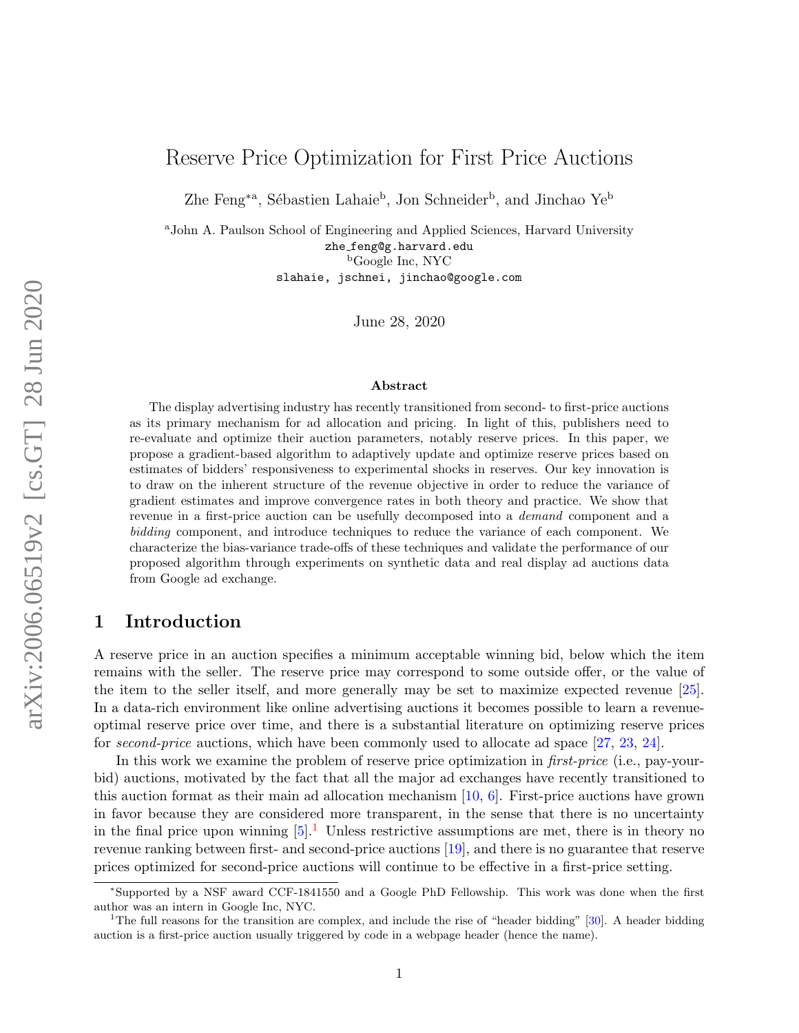# Reserve Price Optimization for First Price Auctions

Zhe Feng[*a], Sébastien Lahaie[b], Jon Schneider[b], and Jinchao Ye[b]

[a]John A. Paulson School of Engineering and Applied Sciences, Harvard University
zhe_feng@g.harvard.edu
[b]Google Inc, NYC
slahaie, jschnei, jinchao@google.com

June 28, 2020

### Abstract

The display advertising industry has recently transitioned from second- to first-price auctions as its primary mechanism for ad allocation and pricing. In light of this, publishers need to re-evaluate and optimize their auction parameters, notably reserve prices. In this paper, we propose a gradient-based algorithm to adaptively update and optimize reserve prices based on estimates of bidders' responsiveness to experimental shocks in reserves. Our key innovation is to draw on the inherent structure of the revenue objective in order to reduce the variance of gradient estimates and improve convergence rates in both theory and practice. We show that revenue in a first-price auction can be usefully decomposed into a *demand* component and a *bidding* component, and introduce techniques to reduce the variance of each component. We characterize the bias-variance trade-offs of these techniques and validate the performance of our proposed algorithm through experiments on synthetic data and real display ad auctions data from Google ad exchange.

## 1 Introduction

A reserve price in an auction specifies a minimum acceptable winning bid, below which the item remains with the seller. The reserve price may correspond to some outside offer, or the value of the item to the seller itself, and more generally may be set to maximize expected revenue [25]. In a data-rich environment like online advertising auctions it becomes possible to learn a revenue-optimal reserve price over time, and there is a substantial literature on optimizing reserve prices for *second-price* auctions, which have been commonly used to allocate ad space [27, 23, 24].

In this work we examine the problem of reserve price optimization in *first-price* (i.e., pay-your-bid) auctions, motivated by the fact that all the major ad exchanges have recently transitioned to this auction format as their main ad allocation mechanism [10, 6]. First-price auctions have grown in favor because they are considered more transparent, in the sense that there is no uncertainty in the final price upon winning [5].[1] Unless restrictive assumptions are met, there is in theory no revenue ranking between first- and second-price auctions [19], and there is no guarantee that reserve prices optimized for second-price auctions will continue to be effective in a first-price setting.

[*]Supported by a NSF award CCF-1841550 and a Google PhD Fellowship. This work was done when the first author was an intern in Google Inc, NYC.

[1]The full reasons for the transition are complex, and include the rise of "header bidding" [30]. A header bidding auction is a first-price auction usually triggered by code in a webpage header (hence the name).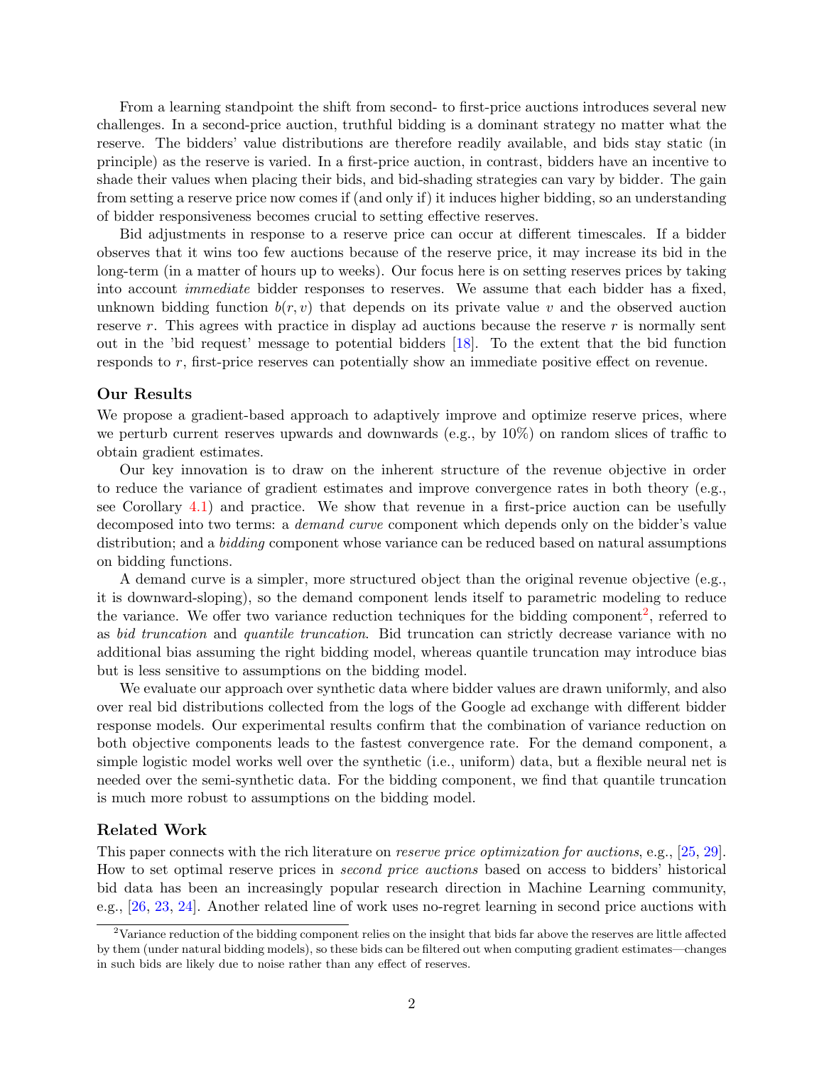From a learning standpoint the shift from second- to first-price auctions introduces several new challenges. In a second-price auction, truthful bidding is a dominant strategy no matter what the reserve. The bidders' value distributions are therefore readily available, and bids stay static (in principle) as the reserve is varied. In a first-price auction, in contrast, bidders have an incentive to shade their values when placing their bids, and bid-shading strategies can vary by bidder. The gain from setting a reserve price now comes if (and only if) it induces higher bidding, so an understanding of bidder responsiveness becomes crucial to setting effective reserves.

Bid adjustments in response to a reserve price can occur at different timescales. If a bidder observes that it wins too few auctions because of the reserve price, it may increase its bid in the long-term (in a matter of hours up to weeks). Our focus here is on setting reserves prices by taking into account *immediate* bidder responses to reserves. We assume that each bidder has a fixed, unknown bidding function $b(r, v)$ that depends on its private value $v$ and the observed auction reserve $r$. This agrees with practice in display ad auctions because the reserve $r$ is normally sent out in the 'bid request' message to potential bidders [18]. To the extent that the bid function responds to $r$, first-price reserves can potentially show an immediate positive effect on revenue.

### Our Results

We propose a gradient-based approach to adaptively improve and optimize reserve prices, where we perturb current reserves upwards and downwards (e.g., by 10%) on random slices of traffic to obtain gradient estimates.

Our key innovation is to draw on the inherent structure of the revenue objective in order to reduce the variance of gradient estimates and improve convergence rates in both theory (e.g., see Corollary 4.1) and practice. We show that revenue in a first-price auction can be usefully decomposed into two terms: a *demand curve* component which depends only on the bidder's value distribution; and a *bidding* component whose variance can be reduced based on natural assumptions on bidding functions.

A demand curve is a simpler, more structured object than the original revenue objective (e.g., it is downward-sloping), so the demand component lends itself to parametric modeling to reduce the variance. We offer two variance reduction techniques for the bidding component[2], referred to as *bid truncation* and *quantile truncation*. Bid truncation can strictly decrease variance with no additional bias assuming the right bidding model, whereas quantile truncation may introduce bias but is less sensitive to assumptions on the bidding model.

We evaluate our approach over synthetic data where bidder values are drawn uniformly, and also over real bid distributions collected from the logs of the Google ad exchange with different bidder response models. Our experimental results confirm that the combination of variance reduction on both objective components leads to the fastest convergence rate. For the demand component, a simple logistic model works well over the synthetic (i.e., uniform) data, but a flexible neural net is needed over the semi-synthetic data. For the bidding component, we find that quantile truncation is much more robust to assumptions on the bidding model.

### Related Work

This paper connects with the rich literature on *reserve price optimization for auctions*, e.g., [25, 29]. How to set optimal reserve prices in *second price auctions* based on access to bidders' historical bid data has been an increasingly popular research direction in Machine Learning community, e.g., [26, 23, 24]. Another related line of work uses no-regret learning in second price auctions with

[2]Variance reduction of the bidding component relies on the insight that bids far above the reserves are little affected by them (under natural bidding models), so these bids can be filtered out when computing gradient estimates—changes in such bids are likely due to noise rather than any effect of reserves.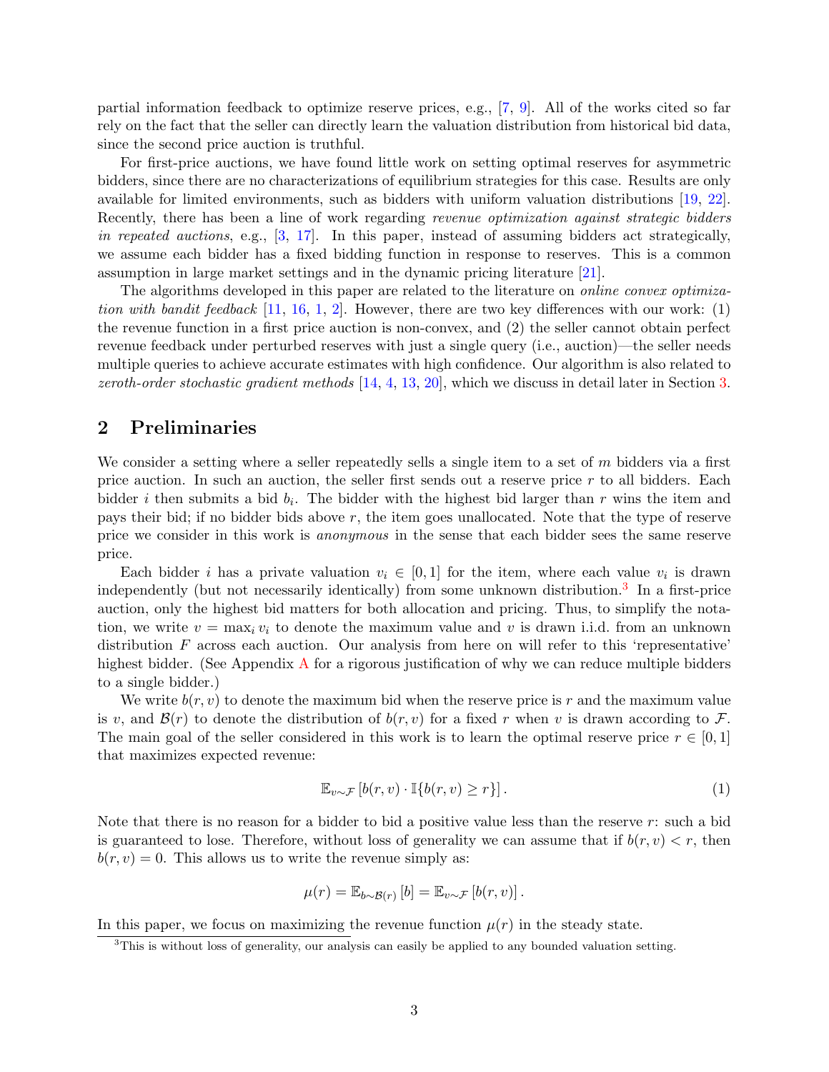partial information feedback to optimize reserve prices, e.g., [7, 9]. All of the works cited so far rely on the fact that the seller can directly learn the valuation distribution from historical bid data, since the second price auction is truthful.

For first-price auctions, we have found little work on setting optimal reserves for asymmetric bidders, since there are no characterizations of equilibrium strategies for this case. Results are only available for limited environments, such as bidders with uniform valuation distributions [19, 22]. Recently, there has been a line of work regarding *revenue optimization against strategic bidders in repeated auctions*, e.g., [3, 17]. In this paper, instead of assuming bidders act strategically, we assume each bidder has a fixed bidding function in response to reserves. This is a common assumption in large market settings and in the dynamic pricing literature [21].

The algorithms developed in this paper are related to the literature on *online convex optimization with bandit feedback* [11, 16, 1, 2]. However, there are two key differences with our work: (1) the revenue function in a first price auction is non-convex, and (2) the seller cannot obtain perfect revenue feedback under perturbed reserves with just a single query (i.e., auction)—the seller needs multiple queries to achieve accurate estimates with high confidence. Our algorithm is also related to *zeroth-order stochastic gradient methods* [14, 4, 13, 20], which we discuss in detail later in Section 3.

## 2 Preliminaries

We consider a setting where a seller repeatedly sells a single item to a set of $m$ bidders via a first price auction. In such an auction, the seller first sends out a reserve price $r$ to all bidders. Each bidder $i$ then submits a bid $b_i$. The bidder with the highest bid larger than $r$ wins the item and pays their bid; if no bidder bids above $r$, the item goes unallocated. Note that the type of reserve price we consider in this work is *anonymous* in the sense that each bidder sees the same reserve price.

Each bidder $i$ has a private valuation $v_i \in [0, 1]$ for the item, where each value $v_i$ is drawn independently (but not necessarily identically) from some unknown distribution.[3] In a first-price auction, only the highest bid matters for both allocation and pricing. Thus, to simplify the notation, we write $v = \max_i v_i$ to denote the maximum value and $v$ is drawn i.i.d. from an unknown distribution $F$ across each auction. Our analysis from here on will refer to this 'representative' highest bidder. (See Appendix A for a rigorous justification of why we can reduce multiple bidders to a single bidder.)

We write $b(r, v)$ to denote the maximum bid when the reserve price is $r$ and the maximum value is $v$, and $\mathcal{B}(r)$ to denote the distribution of $b(r, v)$ for a fixed $r$ when $v$ is drawn according to $\mathcal{F}$. The main goal of the seller considered in this work is to learn the optimal reserve price $r \in [0, 1]$ that maximizes expected revenue:

$$\mathbb{E}_{v\sim\mathcal{F}}\left[b(r, v) \cdot \mathbb{I}\{b(r, v) \geq r\}\right]. \tag{1}$$

Note that there is no reason for a bidder to bid a positive value less than the reserve $r$: such a bid is guaranteed to lose. Therefore, without loss of generality we can assume that if $b(r, v) < r$, then $b(r, v) = 0$. This allows us to write the revenue simply as:

$$\mu(r) = \mathbb{E}_{b\sim\mathcal{B}(r)}\left[b\right] = \mathbb{E}_{v\sim\mathcal{F}}\left[b(r, v)\right].$$

In this paper, we focus on maximizing the revenue function $\mu(r)$ in the steady state.

[3] This is without loss of generality, our analysis can easily be applied to any bounded valuation setting.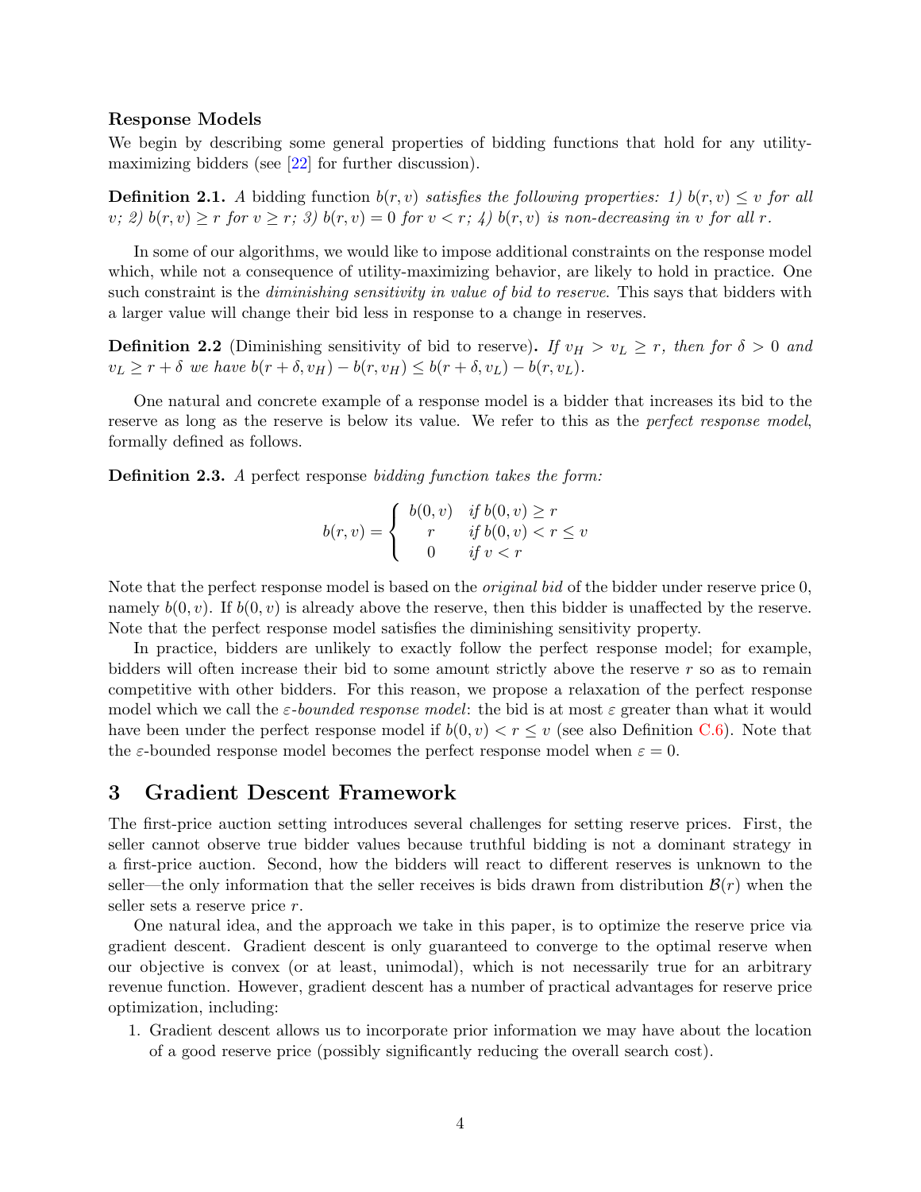### Response Models

We begin by describing some general properties of bidding functions that hold for any utility-maximizing bidders (see [22] for further discussion).

**Definition 2.1.** *A bidding function $b(r, v)$ satisfies the following properties: 1) $b(r, v) \leq v$ for all $v$; 2) $b(r, v) \geq r$ for $v \geq r$; 3) $b(r, v) = 0$ for $v < r$; 4) $b(r, v)$ is non-decreasing in $v$ for all $r$.*

In some of our algorithms, we would like to impose additional constraints on the response model which, while not a consequence of utility-maximizing behavior, are likely to hold in practice. One such constraint is the *diminishing sensitivity in value of bid to reserve*. This says that bidders with a larger value will change their bid less in response to a change in reserves.

**Definition 2.2** (Diminishing sensitivity of bid to reserve)**.** *If $v_H > v_L \geq r$, then for $\delta > 0$ and $v_L \geq r + \delta$ we have $b(r + \delta, v_H) - b(r, v_H) \leq b(r + \delta, v_L) - b(r, v_L)$.*

One natural and concrete example of a response model is a bidder that increases its bid to the reserve as long as the reserve is below its value. We refer to this as the *perfect response model*, formally defined as follows.

**Definition 2.3.** *A* perfect response *bidding function takes the form:*

$$b(r, v) = \begin{cases} b(0, v) & \text{if } b(0, v) \geq r \\ r & \text{if } b(0, v) < r \leq v \\ 0 & \text{if } v < r \end{cases}$$

Note that the perfect response model is based on the *original bid* of the bidder under reserve price 0, namely $b(0, v)$. If $b(0, v)$ is already above the reserve, then this bidder is unaffected by the reserve. Note that the perfect response model satisfies the diminishing sensitivity property.

In practice, bidders are unlikely to exactly follow the perfect response model; for example, bidders will often increase their bid to some amount strictly above the reserve $r$ so as to remain competitive with other bidders. For this reason, we propose a relaxation of the perfect response model which we call the *$\varepsilon$-bounded response model*: the bid is at most $\varepsilon$ greater than what it would have been under the perfect response model if $b(0, v) < r \leq v$ (see also Definition C.6). Note that the $\varepsilon$-bounded response model becomes the perfect response model when $\varepsilon = 0$.

## 3 Gradient Descent Framework

The first-price auction setting introduces several challenges for setting reserve prices. First, the seller cannot observe true bidder values because truthful bidding is not a dominant strategy in a first-price auction. Second, how the bidders will react to different reserves is unknown to the seller—the only information that the seller receives is bids drawn from distribution $\mathcal{B}(r)$ when the seller sets a reserve price $r$.

One natural idea, and the approach we take in this paper, is to optimize the reserve price via gradient descent. Gradient descent is only guaranteed to converge to the optimal reserve when our objective is convex (or at least, unimodal), which is not necessarily true for an arbitrary revenue function. However, gradient descent has a number of practical advantages for reserve price optimization, including:

1. Gradient descent allows us to incorporate prior information we may have about the location of a good reserve price (possibly significantly reducing the overall search cost).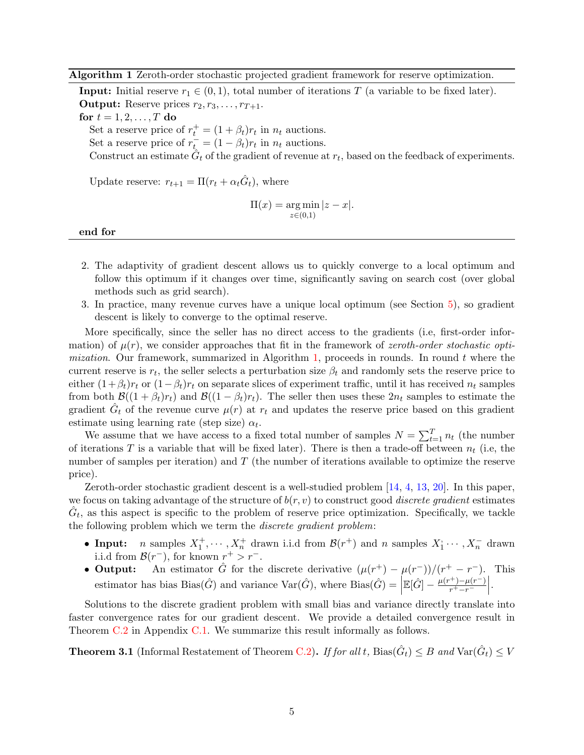**Algorithm 1** Zeroth-order stochastic projected gradient framework for reserve optimization.

**Input:** Initial reserve $r_1 \in (0,1)$, total number of iterations $T$ (a variable to be fixed later).
**Output:** Reserve prices $r_2, r_3, \ldots, r_{T+1}$.
**for** $t = 1, 2, \ldots, T$ **do**
  Set a reserve price of $r_t^+ = (1+\beta_t)r_t$ in $n_t$ auctions.
  Set a reserve price of $r_t^- = (1-\beta_t)r_t$ in $n_t$ auctions.
  Construct an estimate $\hat{G}_t$ of the gradient of revenue at $r_t$, based on the feedback of experiments.

  Update reserve: $r_{t+1} = \Pi(r_t + \alpha_t \hat{G}_t)$, where

$$\Pi(x) = \operatorname*{arg\,min}_{z \in (0,1)} |z - x|.$$

**end for**

2. The adaptivity of gradient descent allows us to quickly converge to a local optimum and follow this optimum if it changes over time, significantly saving on search cost (over global methods such as grid search).
3. In practice, many revenue curves have a unique local optimum (see Section 5), so gradient descent is likely to converge to the optimal reserve.

More specifically, since the seller has no direct access to the gradients (i.e, first-order information) of $\mu(r)$, we consider approaches that fit in the framework of *zeroth-order stochastic optimization*. Our framework, summarized in Algorithm 1, proceeds in rounds. In round $t$ where the current reserve is $r_t$, the seller selects a perturbation size $\beta_t$ and randomly sets the reserve price to either $(1+\beta_t)r_t$ or $(1-\beta_t)r_t$ on separate slices of experiment traffic, until it has received $n_t$ samples from both $\mathcal{B}((1+\beta_t)r_t)$ and $\mathcal{B}((1-\beta_t)r_t)$. The seller then uses these $2n_t$ samples to estimate the gradient $\hat{G}_t$ of the revenue curve $\mu(r)$ at $r_t$ and updates the reserve price based on this gradient estimate using learning rate (step size) $\alpha_t$.

We assume that we have access to a fixed total number of samples $N = \sum_{t=1}^{T} n_t$ (the number of iterations $T$ is a variable that will be fixed later). There is then a trade-off between $n_t$ (i.e, the number of samples per iteration) and $T$ (the number of iterations available to optimize the reserve price).

Zeroth-order stochastic gradient descent is a well-studied problem [14, 4, 13, 20]. In this paper, we focus on taking advantage of the structure of $b(r, v)$ to construct good *discrete gradient* estimates $\hat{G}_t$, as this aspect is specific to the problem of reserve price optimization. Specifically, we tackle the following problem which we term the *discrete gradient problem*:

- **Input:** $n$ samples $X_1^+, \cdots, X_n^+$ drawn i.i.d from $\mathcal{B}(r^+)$ and $n$ samples $X_1^- \cdots, X_n^-$ drawn i.i.d from $\mathcal{B}(r^-)$, for known $r^+ > r^-$.
- **Output:** An estimator $\hat{G}$ for the discrete derivative $(\mu(r^+) - \mu(r^-))/(r^+ - r^-)$. This estimator has bias $\text{Bias}(\hat{G})$ and variance $\text{Var}(\hat{G})$, where $\text{Bias}(\hat{G}) = \left|\mathbb{E}[\hat{G}] - \frac{\mu(r^+)-\mu(r^-)}{r^+ - r^-}\right|$.

Solutions to the discrete gradient problem with small bias and variance directly translate into faster convergence rates for our gradient descent. We provide a detailed convergence result in Theorem C.2 in Appendix C.1. We summarize this result informally as follows.

**Theorem 3.1** (Informal Restatement of Theorem C.2)**.** *If for all* $t$, $\text{Bias}(\hat{G}_t) \leq B$ *and* $\text{Var}(\hat{G}_t) \leq V$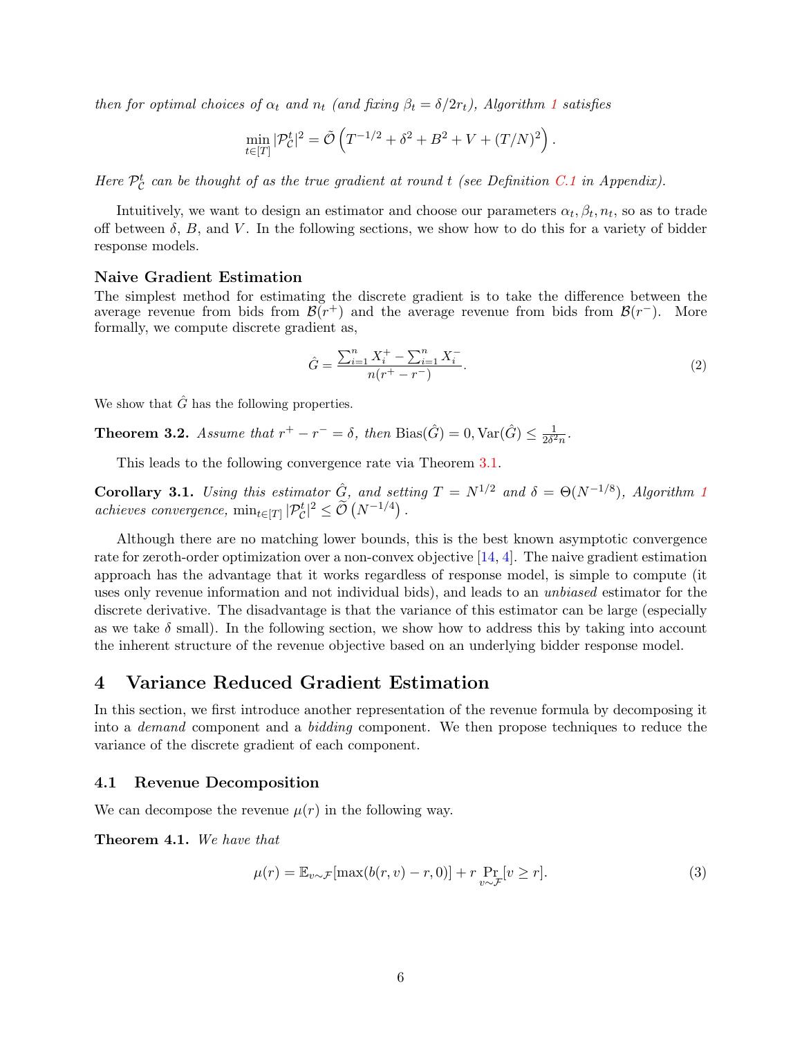*then for optimal choices of $\alpha_t$ and $n_t$ (and fixing $\beta_t = \delta/2r_t$), Algorithm 1 satisfies*

$$\min_{t\in[T]} |\mathcal{P}_{\mathcal{C}}^t|^2 = \tilde{\mathcal{O}}\left(T^{-1/2} + \delta^2 + B^2 + V + (T/N)^2\right).$$

*Here $\mathcal{P}_{\mathcal{C}}^t$ can be thought of as the true gradient at round $t$ (see Definition C.1 in Appendix).*

Intuitively, we want to design an estimator and choose our parameters $\alpha_t, \beta_t, n_t$, so as to trade off between $\delta$, $B$, and $V$. In the following sections, we show how to do this for a variety of bidder response models.

### Naive Gradient Estimation

The simplest method for estimating the discrete gradient is to take the difference between the average revenue from bids from $\mathcal{B}(r^+)$ and the average revenue from bids from $\mathcal{B}(r^-)$. More formally, we compute discrete gradient as,

$$\hat{G} = \frac{\sum_{i=1}^n X_i^+ - \sum_{i=1}^n X_i^-}{n(r^+ - r^-)}. \tag{2}$$

We show that $\hat{G}$ has the following properties.

**Theorem 3.2.** *Assume that $r^+ - r^- = \delta$, then $\mathrm{Bias}(\hat{G}) = 0, \mathrm{Var}(\hat{G}) \leq \frac{1}{2\delta^2 n}$.*

This leads to the following convergence rate via Theorem 3.1.

**Corollary 3.1.** *Using this estimator $\hat{G}$, and setting $T = N^{1/2}$ and $\delta = \Theta(N^{-1/8})$, Algorithm 1 achieves convergence, $\min_{t\in[T]} |\mathcal{P}_{\mathcal{C}}^t|^2 \leq \widetilde{\mathcal{O}}\left(N^{-1/4}\right)$.*

Although there are no matching lower bounds, this is the best known asymptotic convergence rate for zeroth-order optimization over a non-convex objective [14, 4]. The naive gradient estimation approach has the advantage that it works regardless of response model, is simple to compute (it uses only revenue information and not individual bids), and leads to an *unbiased* estimator for the discrete derivative. The disadvantage is that the variance of this estimator can be large (especially as we take $\delta$ small). In the following section, we show how to address this by taking into account the inherent structure of the revenue objective based on an underlying bidder response model.

## 4 Variance Reduced Gradient Estimation

In this section, we first introduce another representation of the revenue formula by decomposing it into a *demand* component and a *bidding* component. We then propose techniques to reduce the variance of the discrete gradient of each component.

### 4.1 Revenue Decomposition

We can decompose the revenue $\mu(r)$ in the following way.

**Theorem 4.1.** *We have that*

$$\mu(r) = \mathbb{E}_{v\sim\mathcal{F}}[\max(b(r,v) - r, 0)] + r \Pr_{v\sim\mathcal{F}}[v \geq r]. \tag{3}$$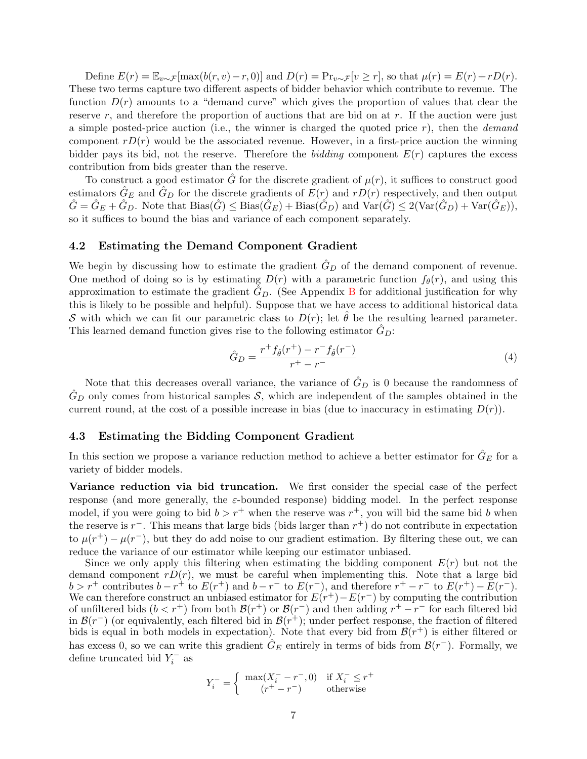Define $E(r) = \mathbb{E}_{v\sim\mathcal{F}}[\max(b(r,v) - r, 0)]$ and $D(r) = \Pr_{v\sim\mathcal{F}}[v \geq r]$, so that $\mu(r) = E(r) + rD(r)$. These two terms capture two different aspects of bidder behavior which contribute to revenue. The function $D(r)$ amounts to a "demand curve" which gives the proportion of values that clear the reserve $r$, and therefore the proportion of auctions that are bid on at $r$. If the auction were just a simple posted-price auction (i.e., the winner is charged the quoted price $r$), then the *demand* component $rD(r)$ would be the associated revenue. However, in a first-price auction the winning bidder pays its bid, not the reserve. Therefore the *bidding* component $E(r)$ captures the excess contribution from bids greater than the reserve.

To construct a good estimator $\hat{G}$ for the discrete gradient of $\mu(r)$, it suffices to construct good estimators $\hat{G}_E$ and $\hat{G}_D$ for the discrete gradients of $E(r)$ and $rD(r)$ respectively, and then output $\hat{G} = \hat{G}_E + \hat{G}_D$. Note that $\text{Bias}(\hat{G}) \leq \text{Bias}(\hat{G}_E) + \text{Bias}(\hat{G}_D)$ and $\text{Var}(\hat{G}) \leq 2(\text{Var}(\hat{G}_D) + \text{Var}(\hat{G}_E))$, so it suffices to bound the bias and variance of each component separately.

### 4.2 Estimating the Demand Component Gradient

We begin by discussing how to estimate the gradient $\hat{G}_D$ of the demand component of revenue. One method of doing so is by estimating $D(r)$ with a parametric function $f_\theta(r)$, and using this approximation to estimate the gradient $\hat{G}_D$. (See Appendix B for additional justification for why this is likely to be possible and helpful). Suppose that we have access to additional historical data $\mathcal{S}$ with which we can fit our parametric class to $D(r)$; let $\hat{\theta}$ be the resulting learned parameter. This learned demand function gives rise to the following estimator $\hat{G}_D$:

$$\hat{G}_D = \frac{r^+ f_{\hat{\theta}}(r^+) - r^- f_{\hat{\theta}}(r^-)}{r^+ - r^-} \tag{4}$$

Note that this decreases overall variance, the variance of $\hat{G}_D$ is 0 because the randomness of $\hat{G}_D$ only comes from historical samples $\mathcal{S}$, which are independent of the samples obtained in the current round, at the cost of a possible increase in bias (due to inaccuracy in estimating $D(r)$).

### 4.3 Estimating the Bidding Component Gradient

In this section we propose a variance reduction method to achieve a better estimator for $\hat{G}_E$ for a variety of bidder models.

**Variance reduction via bid truncation.** We first consider the special case of the perfect response (and more generally, the $\varepsilon$-bounded response) bidding model. In the perfect response model, if you were going to bid $b > r^+$ when the reserve was $r^+$, you will bid the same bid $b$ when the reserve is $r^-$. This means that large bids (bids larger than $r^+$) do not contribute in expectation to $\mu(r^+) - \mu(r^-)$, but they do add noise to our gradient estimation. By filtering these out, we can reduce the variance of our estimator while keeping our estimator unbiased.

Since we only apply this filtering when estimating the bidding component $E(r)$ but not the demand component $rD(r)$, we must be careful when implementing this. Note that a large bid $b > r^+$ contributes $b - r^+$ to $E(r^+)$ and $b - r^-$ to $E(r^-)$, and therefore $r^+ - r^-$ to $E(r^+) - E(r^-)$. We can therefore construct an unbiased estimator for $E(r^+) - E(r^-)$ by computing the contribution of unfiltered bids ($b < r^+$) from both $\mathcal{B}(r^+)$ or $\mathcal{B}(r^-)$ and then adding $r^+ - r^-$ for each filtered bid in $\mathcal{B}(r^-)$ (or equivalently, each filtered bid in $\mathcal{B}(r^+)$; under perfect response, the fraction of filtered bids is equal in both models in expectation). Note that every bid from $\mathcal{B}(r^+)$ is either filtered or has excess 0, so we can write this gradient $\hat{G}_E$ entirely in terms of bids from $\mathcal{B}(r^-)$. Formally, we define truncated bid $Y_i^-$ as

$$Y_i^- = \begin{cases} \max(X_i^- - r^-, 0) & \text{if } X_i^- \leq r^+ \\ (r^+ - r^-) & \text{otherwise} \end{cases}$$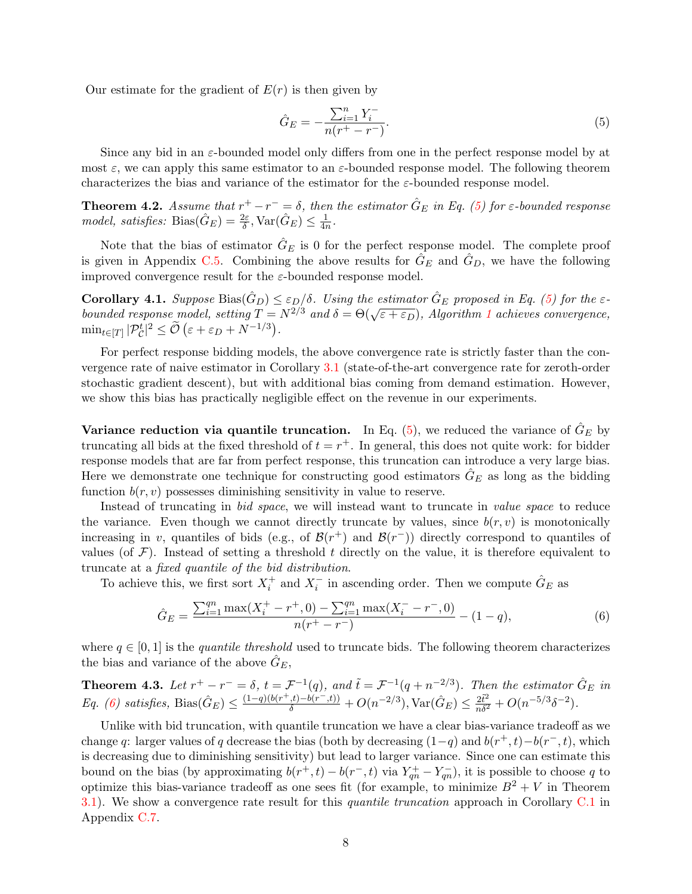Our estimate for the gradient of $E(r)$ is then given by

$$\hat{G}_E = -\frac{\sum_{i=1}^n Y_i^-}{n(r^+ - r^-)}. \tag{5}$$

Since any bid in an $\varepsilon$-bounded model only differs from one in the perfect response model by at most $\varepsilon$, we can apply this same estimator to an $\varepsilon$-bounded response model. The following theorem characterizes the bias and variance of the estimator for the $\varepsilon$-bounded response model.

**Theorem 4.2.** *Assume that $r^+ - r^- = \delta$, then the estimator $\hat{G}_E$ in Eq. (5) for $\varepsilon$-bounded response model, satisfies:* $\text{Bias}(\hat{G}_E) = \frac{2\varepsilon}{\delta}, \text{Var}(\hat{G}_E) \leq \frac{1}{4n}$.

Note that the bias of estimator $\hat{G}_E$ is 0 for the perfect response model. The complete proof is given in Appendix C.5. Combining the above results for $\hat{G}_E$ and $\hat{G}_D$, we have the following improved convergence result for the $\varepsilon$-bounded response model.

**Corollary 4.1.** *Suppose* $\text{Bias}(\hat{G}_D) \leq \varepsilon_D/\delta$. *Using the estimator $\hat{G}_E$ proposed in Eq. (5) for the $\varepsilon$-bounded response model, setting $T = N^{2/3}$ and $\delta = \Theta(\sqrt{\varepsilon + \varepsilon_D})$, Algorithm 1 achieves convergence,* $\min_{t \in [T]} |\mathcal{P}_\mathcal{C}^t|^2 \leq \widetilde{\mathcal{O}}\left(\varepsilon + \varepsilon_D + N^{-1/3}\right)$.

For perfect response bidding models, the above convergence rate is strictly faster than the convergence rate of naive estimator in Corollary 3.1 (state-of-the-art convergence rate for zeroth-order stochastic gradient descent), but with additional bias coming from demand estimation. However, we show this bias has practically negligible effect on the revenue in our experiments.

**Variance reduction via quantile truncation.** In Eq. (5), we reduced the variance of $\hat{G}_E$ by truncating all bids at the fixed threshold of $t = r^+$. In general, this does not quite work: for bidder response models that are far from perfect response, this truncation can introduce a very large bias. Here we demonstrate one technique for constructing good estimators $\hat{G}_E$ as long as the bidding function $b(r, v)$ possesses diminishing sensitivity in value to reserve.

Instead of truncating in *bid space*, we will instead want to truncate in *value space* to reduce the variance. Even though we cannot directly truncate by values, since $b(r, v)$ is monotonically increasing in $v$, quantiles of bids (e.g., of $\mathcal{B}(r^+)$ and $\mathcal{B}(r^-)$) directly correspond to quantiles of values (of $\mathcal{F}$). Instead of setting a threshold $t$ directly on the value, it is therefore equivalent to truncate at a *fixed quantile of the bid distribution*.

To achieve this, we first sort $X_i^+$ and $X_i^-$ in ascending order. Then we compute $\hat{G}_E$ as

$$\hat{G}_E = \frac{\sum_{i=1}^{qn} \max(X_i^+ - r^+, 0) - \sum_{i=1}^{qn} \max(X_i^- - r^-, 0)}{n(r^+ - r^-)} - (1-q), \tag{6}$$

where $q \in [0, 1]$ is the *quantile threshold* used to truncate bids. The following theorem characterizes the bias and variance of the above $\hat{G}_E$,

**Theorem 4.3.** *Let $r^+ - r^- = \delta$, $t = \mathcal{F}^{-1}(q)$, and $\tilde{t} = \mathcal{F}^{-1}(q + n^{-2/3})$. Then the estimator $\hat{G}_E$ in Eq. (6) satisfies,* $\text{Bias}(\hat{G}_E) \leq \frac{(1-q)(b(r^+,t) - b(r^-,t))}{\delta} + O(n^{-2/3}), \text{Var}(\hat{G}_E) \leq \frac{2\tilde{t}^2}{n\delta^2} + O(n^{-5/3}\delta^{-2})$.

Unlike with bid truncation, with quantile truncation we have a clear bias-variance tradeoff as we change $q$: larger values of $q$ decrease the bias (both by decreasing $(1-q)$ and $b(r^+, t) - b(r^-, t)$, which is decreasing due to diminishing sensitivity) but lead to larger variance. Since one can estimate this bound on the bias (by approximating $b(r^+, t) - b(r^-, t)$ via $Y_{qn}^+ - Y_{qn}^-$), it is possible to choose $q$ to optimize this bias-variance tradeoff as one sees fit (for example, to minimize $B^2 + V$ in Theorem 3.1). We show a convergence rate result for this *quantile truncation* approach in Corollary C.1 in Appendix C.7.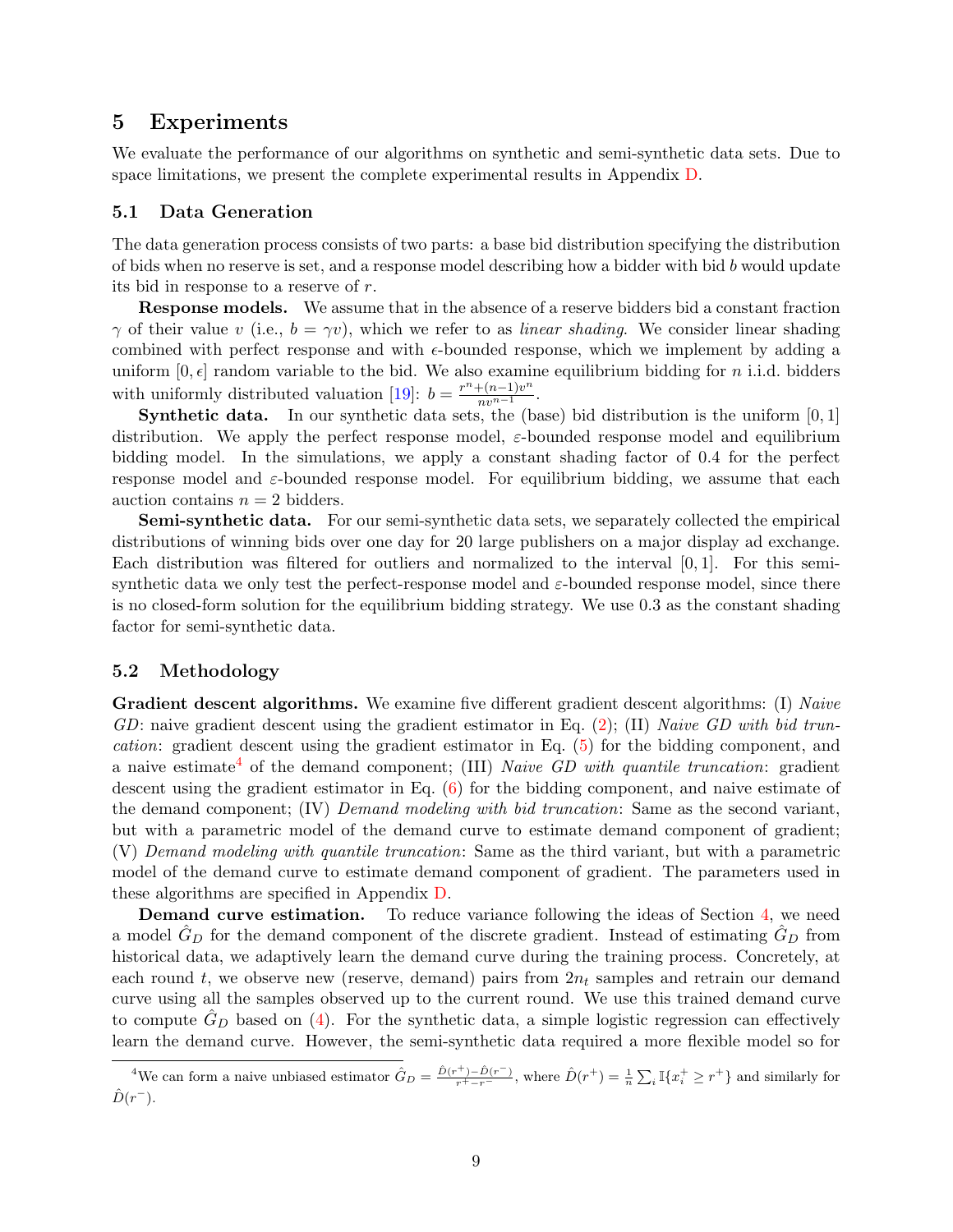# 5 Experiments

We evaluate the performance of our algorithms on synthetic and semi-synthetic data sets. Due to space limitations, we present the complete experimental results in Appendix D.

## 5.1 Data Generation

The data generation process consists of two parts: a base bid distribution specifying the distribution of bids when no reserve is set, and a response model describing how a bidder with bid $b$ would update its bid in response to a reserve of $r$.

**Response models.** We assume that in the absence of a reserve bidders bid a constant fraction $\gamma$ of their value $v$ (i.e., $b = \gamma v$), which we refer to as *linear shading*. We consider linear shading combined with perfect response and with $\epsilon$-bounded response, which we implement by adding a uniform $[0, \epsilon]$ random variable to the bid. We also examine equilibrium bidding for $n$ i.i.d. bidders with uniformly distributed valuation [19]: $b = \frac{r^n + (n-1)v^n}{nv^{n-1}}$.

**Synthetic data.** In our synthetic data sets, the (base) bid distribution is the uniform $[0, 1]$ distribution. We apply the perfect response model, $\varepsilon$-bounded response model and equilibrium bidding model. In the simulations, we apply a constant shading factor of 0.4 for the perfect response model and $\varepsilon$-bounded response model. For equilibrium bidding, we assume that each auction contains $n = 2$ bidders.

**Semi-synthetic data.** For our semi-synthetic data sets, we separately collected the empirical distributions of winning bids over one day for 20 large publishers on a major display ad exchange. Each distribution was filtered for outliers and normalized to the interval $[0, 1]$. For this semi-synthetic data we only test the perfect-response model and $\varepsilon$-bounded response model, since there is no closed-form solution for the equilibrium bidding strategy. We use 0.3 as the constant shading factor for semi-synthetic data.

## 5.2 Methodology

**Gradient descent algorithms.** We examine five different gradient descent algorithms: (I) *Naive GD*: naive gradient descent using the gradient estimator in Eq. (2); (II) *Naive GD with bid truncation*: gradient descent using the gradient estimator in Eq. (5) for the bidding component, and a naive estimate[4] of the demand component; (III) *Naive GD with quantile truncation*: gradient descent using the gradient estimator in Eq. (6) for the bidding component, and naive estimate of the demand component; (IV) *Demand modeling with bid truncation*: Same as the second variant, but with a parametric model of the demand curve to estimate demand component of gradient; (V) *Demand modeling with quantile truncation*: Same as the third variant, but with a parametric model of the demand curve to estimate demand component of gradient. The parameters used in these algorithms are specified in Appendix D.

**Demand curve estimation.** To reduce variance following the ideas of Section 4, we need a model $\hat{G}_D$ for the demand component of the discrete gradient. Instead of estimating $\hat{G}_D$ from historical data, we adaptively learn the demand curve during the training process. Concretely, at each round $t$, we observe new (reserve, demand) pairs from $2n_t$ samples and retrain our demand curve using all the samples observed up to the current round. We use this trained demand curve to compute $\hat{G}_D$ based on (4). For the synthetic data, a simple logistic regression can effectively learn the demand curve. However, the semi-synthetic data required a more flexible model so for

[4] We can form a naive unbiased estimator $\hat{G}_D = \frac{\hat{D}(r^+) - \hat{D}(r^-)}{r^+ - r^-}$, where $\hat{D}(r^+) = \frac{1}{n}\sum_i \mathbb{I}\{x_i^+ \geq r^+\}$ and similarly for $\hat{D}(r^-)$.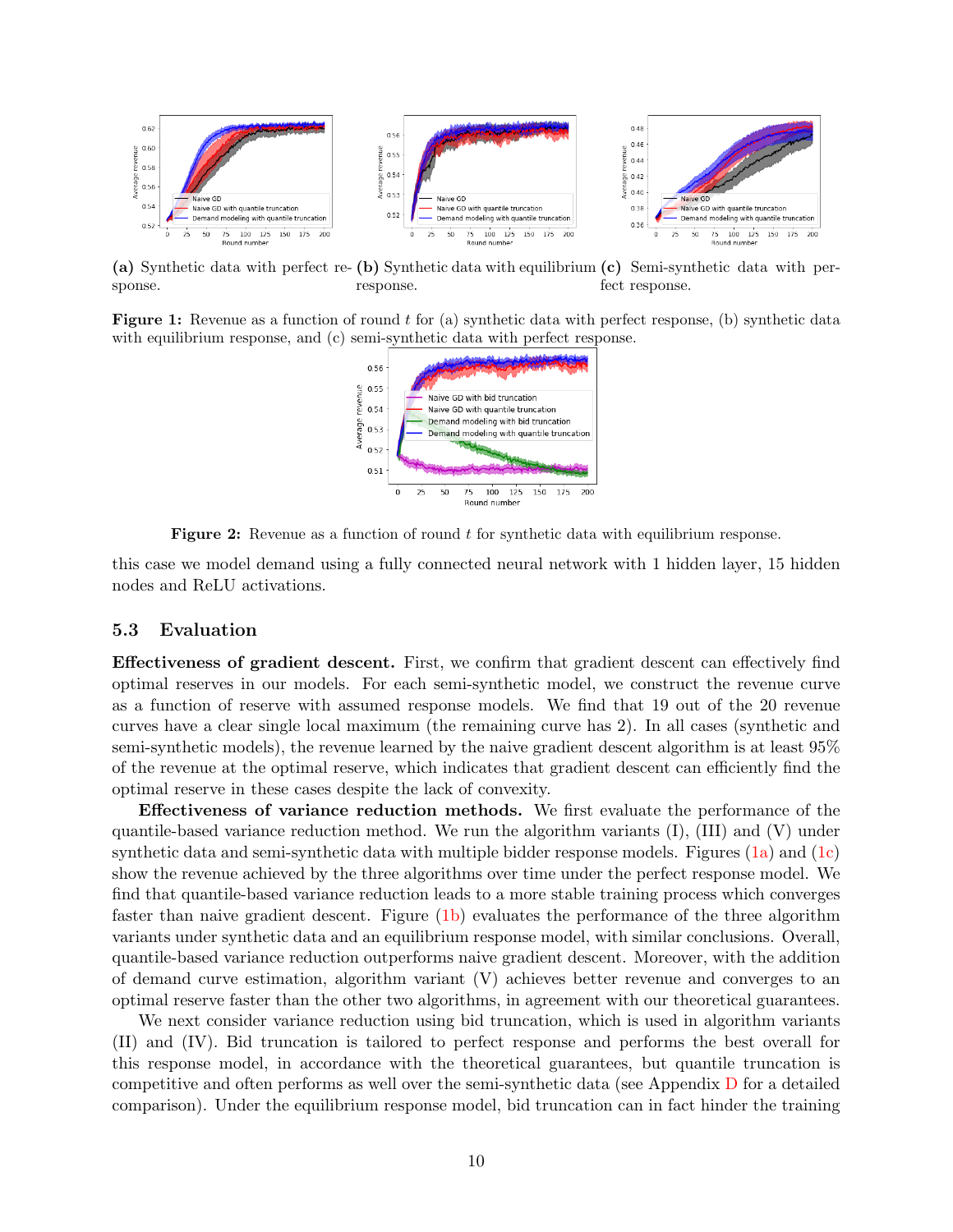0.62
0.60
0.58
0.56
0.54
0.52
Average revenue
Naive GD
Naive GD with quantile truncation
Demand modeling with quantile truncation
0 25 50 75 100 125 150 175 200
Round number

**(a)** Synthetic data with perfect response.

0.56
0.55
0.54
0.53
0.52
Average revenue
Naive GD
Naive GD with quantile truncation
Demand modeling with quantile truncation
0 25 50 75 100 125 150 175 200
Round number

**(b)** Synthetic data with equilibrium response.

0.48
0.46
0.44
0.42
0.40
0.38
0.36
Average revenue
Naive GD
Naive GD with quantile truncation
Demand modeling with quantile truncation
0 25 50 75 100 125 150 175 200
Round number

**(c)** Semi-synthetic data with perfect response.

**Figure 1:** Revenue as a function of round $t$ for (a) synthetic data with perfect response, (b) synthetic data with equilibrium response, and (c) semi-synthetic data with perfect response.

0.56
0.55
0.54
0.53
0.52
0.51
Average revenue
Naive GD with bid truncation
Naive GD with quantile truncation
Demand modeling with bid truncation
Demand modeling with quantile truncation
0 25 50 75 100 125 150 175 200
Round number

**Figure 2:** Revenue as a function of round $t$ for synthetic data with equilibrium response.

this case we model demand using a fully connected neural network with 1 hidden layer, 15 hidden nodes and ReLU activations.

### 5.3 Evaluation

**Effectiveness of gradient descent.** First, we confirm that gradient descent can effectively find optimal reserves in our models. For each semi-synthetic model, we construct the revenue curve as a function of reserve with assumed response models. We find that 19 out of the 20 revenue curves have a clear single local maximum (the remaining curve has 2). In all cases (synthetic and semi-synthetic models), the revenue learned by the naive gradient descent algorithm is at least 95% of the revenue at the optimal reserve, which indicates that gradient descent can efficiently find the optimal reserve in these cases despite the lack of convexity.

**Effectiveness of variance reduction methods.** We first evaluate the performance of the quantile-based variance reduction method. We run the algorithm variants (I), (III) and (V) under synthetic data and semi-synthetic data with multiple bidder response models. Figures (1a) and (1c) show the revenue achieved by the three algorithms over time under the perfect response model. We find that quantile-based variance reduction leads to a more stable training process which converges faster than naive gradient descent. Figure (1b) evaluates the performance of the three algorithm variants under synthetic data and an equilibrium response model, with similar conclusions. Overall, quantile-based variance reduction outperforms naive gradient descent. Moreover, with the addition of demand curve estimation, algorithm variant (V) achieves better revenue and converges to an optimal reserve faster than the other two algorithms, in agreement with our theoretical guarantees.

We next consider variance reduction using bid truncation, which is used in algorithm variants (II) and (IV). Bid truncation is tailored to perfect response and performs the best overall for this response model, in accordance with the theoretical guarantees, but quantile truncation is competitive and often performs as well over the semi-synthetic data (see Appendix D for a detailed comparison). Under the equilibrium response model, bid truncation can in fact hinder the training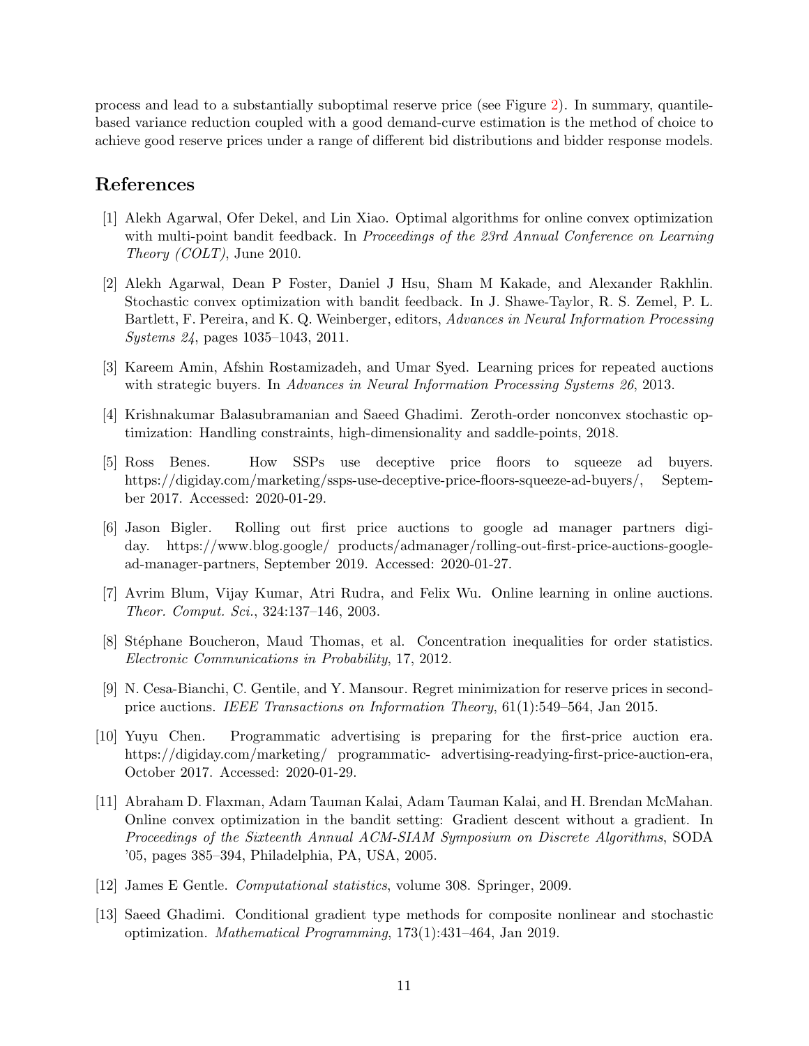process and lead to a substantially suboptimal reserve price (see Figure 2). In summary, quantile-based variance reduction coupled with a good demand-curve estimation is the method of choice to achieve good reserve prices under a range of different bid distributions and bidder response models.

## References

[1] Alekh Agarwal, Ofer Dekel, and Lin Xiao. Optimal algorithms for online convex optimization with multi-point bandit feedback. In *Proceedings of the 23rd Annual Conference on Learning Theory (COLT)*, June 2010.

[2] Alekh Agarwal, Dean P Foster, Daniel J Hsu, Sham M Kakade, and Alexander Rakhlin. Stochastic convex optimization with bandit feedback. In J. Shawe-Taylor, R. S. Zemel, P. L. Bartlett, F. Pereira, and K. Q. Weinberger, editors, *Advances in Neural Information Processing Systems 24*, pages 1035–1043, 2011.

[3] Kareem Amin, Afshin Rostamizadeh, and Umar Syed. Learning prices for repeated auctions with strategic buyers. In *Advances in Neural Information Processing Systems 26*, 2013.

[4] Krishnakumar Balasubramanian and Saeed Ghadimi. Zeroth-order nonconvex stochastic optimization: Handling constraints, high-dimensionality and saddle-points, 2018.

[5] Ross Benes. How SSPs use deceptive price floors to squeeze ad buyers. https://digiday.com/marketing/ssps-use-deceptive-price-floors-squeeze-ad-buyers/, September 2017. Accessed: 2020-01-29.

[6] Jason Bigler. Rolling out first price auctions to google ad manager partners digiday. https://www.blog.google/ products/admanager/rolling-out-first-price-auctions-google-ad-manager-partners, September 2019. Accessed: 2020-01-27.

[7] Avrim Blum, Vijay Kumar, Atri Rudra, and Felix Wu. Online learning in online auctions. *Theor. Comput. Sci.*, 324:137–146, 2003.

[8] Stéphane Boucheron, Maud Thomas, et al. Concentration inequalities for order statistics. *Electronic Communications in Probability*, 17, 2012.

[9] N. Cesa-Bianchi, C. Gentile, and Y. Mansour. Regret minimization for reserve prices in second-price auctions. *IEEE Transactions on Information Theory*, 61(1):549–564, Jan 2015.

[10] Yuyu Chen. Programmatic advertising is preparing for the first-price auction era. https://digiday.com/marketing/ programmatic- advertising-readying-first-price-auction-era, October 2017. Accessed: 2020-01-29.

[11] Abraham D. Flaxman, Adam Tauman Kalai, Adam Tauman Kalai, and H. Brendan McMahan. Online convex optimization in the bandit setting: Gradient descent without a gradient. In *Proceedings of the Sixteenth Annual ACM-SIAM Symposium on Discrete Algorithms*, SODA '05, pages 385–394, Philadelphia, PA, USA, 2005.

[12] James E Gentle. *Computational statistics*, volume 308. Springer, 2009.

[13] Saeed Ghadimi. Conditional gradient type methods for composite nonlinear and stochastic optimization. *Mathematical Programming*, 173(1):431–464, Jan 2019.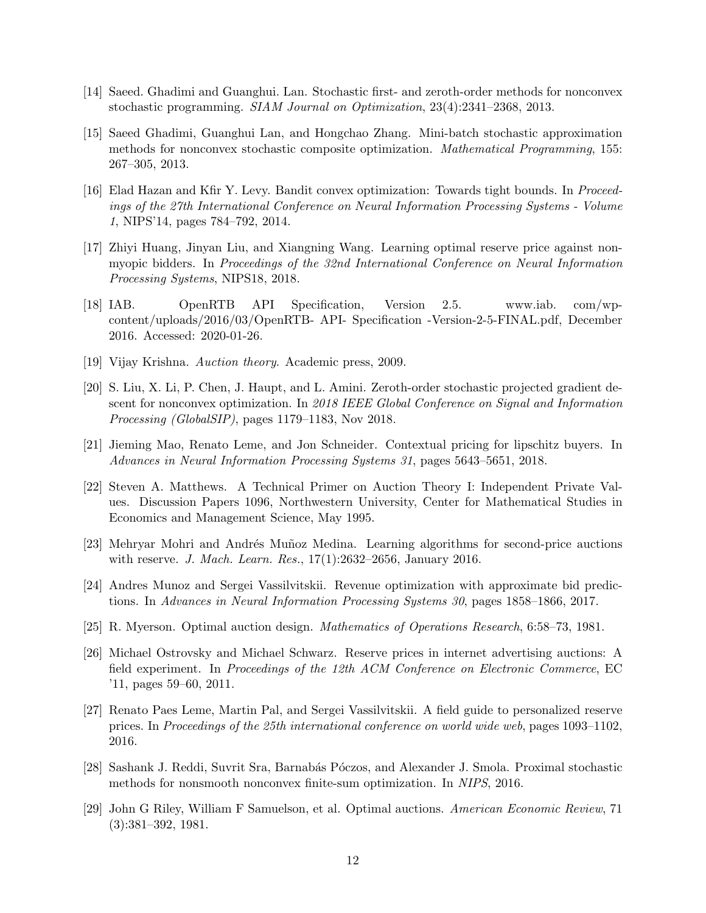[14] Saeed. Ghadimi and Guanghui. Lan. Stochastic first- and zeroth-order methods for nonconvex stochastic programming. *SIAM Journal on Optimization*, 23(4):2341–2368, 2013.

[15] Saeed Ghadimi, Guanghui Lan, and Hongchao Zhang. Mini-batch stochastic approximation methods for nonconvex stochastic composite optimization. *Mathematical Programming*, 155: 267–305, 2013.

[16] Elad Hazan and Kfir Y. Levy. Bandit convex optimization: Towards tight bounds. In *Proceedings of the 27th International Conference on Neural Information Processing Systems - Volume 1*, NIPS'14, pages 784–792, 2014.

[17] Zhiyi Huang, Jinyan Liu, and Xiangning Wang. Learning optimal reserve price against non-myopic bidders. In *Proceedings of the 32nd International Conference on Neural Information Processing Systems*, NIPS18, 2018.

[18] IAB. OpenRTB API Specification, Version 2.5. www.iab. com/wp-content/uploads/2016/03/OpenRTB- API- Specification -Version-2-5-FINAL.pdf, December 2016. Accessed: 2020-01-26.

[19] Vijay Krishna. *Auction theory*. Academic press, 2009.

[20] S. Liu, X. Li, P. Chen, J. Haupt, and L. Amini. Zeroth-order stochastic projected gradient descent for nonconvex optimization. In *2018 IEEE Global Conference on Signal and Information Processing (GlobalSIP)*, pages 1179–1183, Nov 2018.

[21] Jieming Mao, Renato Leme, and Jon Schneider. Contextual pricing for lipschitz buyers. In *Advances in Neural Information Processing Systems 31*, pages 5643–5651, 2018.

[22] Steven A. Matthews. A Technical Primer on Auction Theory I: Independent Private Values. Discussion Papers 1096, Northwestern University, Center for Mathematical Studies in Economics and Management Science, May 1995.

[23] Mehryar Mohri and Andrés Muñoz Medina. Learning algorithms for second-price auctions with reserve. *J. Mach. Learn. Res.*, 17(1):2632–2656, January 2016.

[24] Andres Munoz and Sergei Vassilvitskii. Revenue optimization with approximate bid predictions. In *Advances in Neural Information Processing Systems 30*, pages 1858–1866, 2017.

[25] R. Myerson. Optimal auction design. *Mathematics of Operations Research*, 6:58–73, 1981.

[26] Michael Ostrovsky and Michael Schwarz. Reserve prices in internet advertising auctions: A field experiment. In *Proceedings of the 12th ACM Conference on Electronic Commerce*, EC '11, pages 59–60, 2011.

[27] Renato Paes Leme, Martin Pal, and Sergei Vassilvitskii. A field guide to personalized reserve prices. In *Proceedings of the 25th international conference on world wide web*, pages 1093–1102, 2016.

[28] Sashank J. Reddi, Suvrit Sra, Barnabás Póczos, and Alexander J. Smola. Proximal stochastic methods for nonsmooth nonconvex finite-sum optimization. In *NIPS*, 2016.

[29] John G Riley, William F Samuelson, et al. Optimal auctions. *American Economic Review*, 71 (3):381–392, 1981.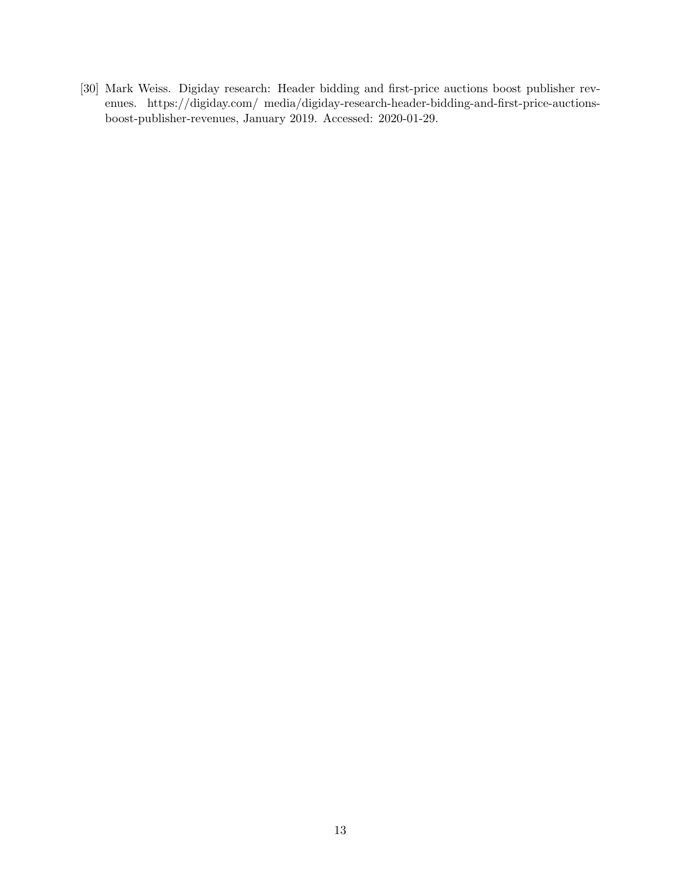[30] Mark Weiss. Digiday research: Header bidding and first-price auctions boost publisher revenues. https://digiday.com/ media/digiday-research-header-bidding-and-first-price-auctions-boost-publisher-revenues, January 2019. Accessed: 2020-01-29.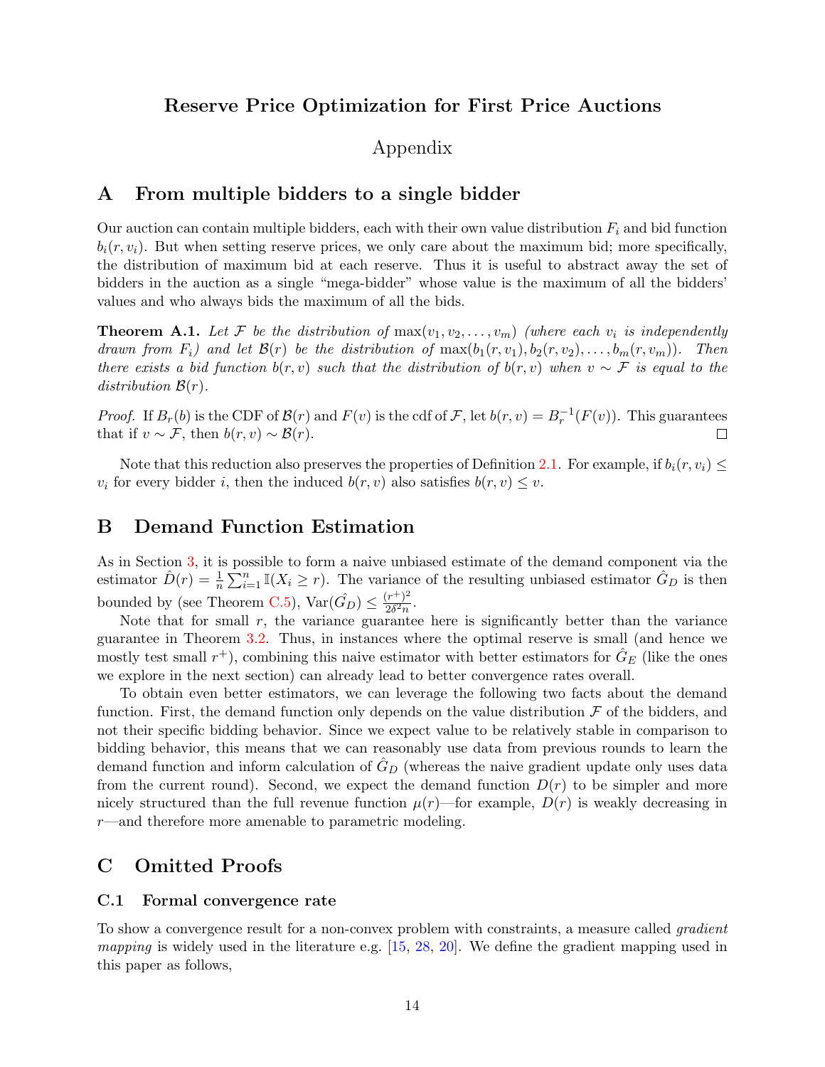# Reserve Price Optimization for First Price Auctions

## Appendix

## A From multiple bidders to a single bidder

Our auction can contain multiple bidders, each with their own value distribution $F_i$ and bid function $b_i(r, v_i)$. But when setting reserve prices, we only care about the maximum bid; more specifically, the distribution of maximum bid at each reserve. Thus it is useful to abstract away the set of bidders in the auction as a single "mega-bidder" whose value is the maximum of all the bidders' values and who always bids the maximum of all the bids.

**Theorem A.1.** *Let $\mathcal{F}$ be the distribution of $\max(v_1, v_2, \ldots, v_m)$ (where each $v_i$ is independently drawn from $F_i$) and let $\mathcal{B}(r)$ be the distribution of $\max(b_1(r, v_1), b_2(r, v_2), \ldots, b_m(r, v_m))$. Then there exists a bid function $b(r, v)$ such that the distribution of $b(r, v)$ when $v \sim \mathcal{F}$ is equal to the distribution $\mathcal{B}(r)$.*

*Proof.* If $B_r(b)$ is the CDF of $\mathcal{B}(r)$ and $F(v)$ is the cdf of $\mathcal{F}$, let $b(r, v) = B_r^{-1}(F(v))$. This guarantees that if $v \sim \mathcal{F}$, then $b(r, v) \sim \mathcal{B}(r)$. □

Note that this reduction also preserves the properties of Definition 2.1. For example, if $b_i(r, v_i) \le v_i$ for every bidder $i$, then the induced $b(r, v)$ also satisfies $b(r, v) \le v$.

## B Demand Function Estimation

As in Section 3, it is possible to form a naive unbiased estimate of the demand component via the estimator $\hat{D}(r) = \frac{1}{n}\sum_{i=1}^{n} \mathbb{I}(X_i \ge r)$. The variance of the resulting unbiased estimator $\hat{G}_D$ is then bounded by (see Theorem C.5), $\text{Var}(\hat{G_D}) \le \frac{(r^+)^2}{2\delta^2 n}$.

Note that for small $r$, the variance guarantee here is significantly better than the variance guarantee in Theorem 3.2. Thus, in instances where the optimal reserve is small (and hence we mostly test small $r^+$), combining this naive estimator with better estimators for $\hat{G}_E$ (like the ones we explore in the next section) can already lead to better convergence rates overall.

To obtain even better estimators, we can leverage the following two facts about the demand function. First, the demand function only depends on the value distribution $\mathcal{F}$ of the bidders, and not their specific bidding behavior. Since we expect value to be relatively stable in comparison to bidding behavior, this means that we can reasonably use data from previous rounds to learn the demand function and inform calculation of $\hat{G}_D$ (whereas the naive gradient update only uses data from the current round). Second, we expect the demand function $D(r)$ to be simpler and more nicely structured than the full revenue function $\mu(r)$—for example, $D(r)$ is weakly decreasing in $r$—and therefore more amenable to parametric modeling.

## C Omitted Proofs

### C.1 Formal convergence rate

To show a convergence result for a non-convex problem with constraints, a measure called *gradient mapping* is widely used in the literature e.g. [15, 28, 20]. We define the gradient mapping used in this paper as follows,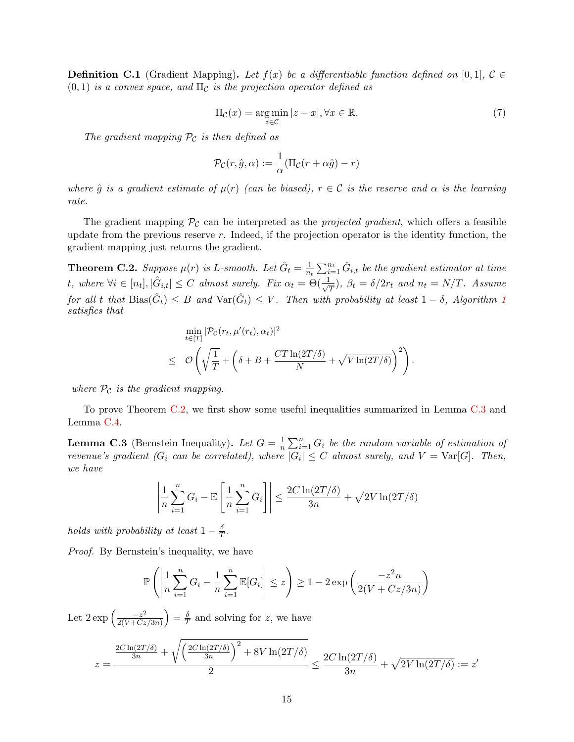**Definition C.1** (Gradient Mapping)**.** *Let $f(x)$ be a differentiable function defined on $[0,1]$, $\mathcal{C} \in (0,1)$ is a convex space, and $\Pi_{\mathcal{C}}$ is the projection operator defined as*

$$\Pi_{\mathcal{C}}(x) = \arg\min_{z\in\mathcal{C}} |z - x|, \forall x \in \mathbb{R}. \tag{7}$$

*The gradient mapping $\mathcal{P}_{\mathcal{C}}$ is then defined as*

$$\mathcal{P}_{\mathcal{C}}(r, \hat{g}, \alpha) := \frac{1}{\alpha}(\Pi_{\mathcal{C}}(r + \alpha\hat{g}) - r)$$

*where $\hat{g}$ is a gradient estimate of $\mu(r)$ (can be biased), $r \in \mathcal{C}$ is the reserve and $\alpha$ is the learning rate.*

The gradient mapping $\mathcal{P}_{\mathcal{C}}$ can be interpreted as the *projected gradient*, which offers a feasible update from the previous reserve $r$. Indeed, if the projection operator is the identity function, the gradient mapping just returns the gradient.

**Theorem C.2.** *Suppose $\mu(r)$ is L-smooth. Let $\hat{G}_t = \frac{1}{n_t}\sum_{i=1}^{n_t} \hat{G}_{i,t}$ be the gradient estimator at time $t$, where $\forall i \in [n_t], |\hat{G}_{i,t}| \le C$ almost surely. Fix $\alpha_t = \Theta(\frac{1}{\sqrt{T}})$, $\beta_t = \delta/2r_t$ and $n_t = N/T$. Assume for all $t$ that $\mathrm{Bias}(\hat{G}_t) \le B$ and $\mathrm{Var}(\hat{G}_t) \le V$. Then with probability at least $1-\delta$, Algorithm 1 satisfies that*

$$\begin{aligned}
&\min_{t\in[T]} |\mathcal{P}_{\mathcal{C}}(r_t, \mu'(r_t), \alpha_t)|^2 \\
\le\ & \mathcal{O}\left(\sqrt{\frac{1}{T}} + \left(\delta + B + \frac{CT\ln(2T/\delta)}{N} + \sqrt{V\ln(2T/\delta)}\right)^2\right).
\end{aligned}$$

*where $\mathcal{P}_{\mathcal{C}}$ is the gradient mapping.*

To prove Theorem C.2, we first show some useful inequalities summarized in Lemma C.3 and Lemma C.4.

**Lemma C.3** (Bernstein Inequality)**.** *Let $G = \frac{1}{n}\sum_{i=1}^{n} G_i$ be the random variable of estimation of revenue's gradient ($G_i$ can be correlated), where $|G_i| \le C$ almost surely, and $V = \mathrm{Var}[G]$. Then, we have*

$$\left|\frac{1}{n}\sum_{i=1}^{n} G_i - \mathbb{E}\left[\frac{1}{n}\sum_{i=1}^{n} G_i\right]\right| \le \frac{2C\ln(2T/\delta)}{3n} + \sqrt{2V\ln(2T/\delta)}$$

*holds with probability at least $1 - \frac{\delta}{T}$.*

*Proof.* By Bernstein's inequality, we have

$$\mathbb{P}\left(\left|\frac{1}{n}\sum_{i=1}^{n} G_i - \frac{1}{n}\sum_{i=1}^{n}\mathbb{E}[G_i]\right| \le z\right) \ge 1 - 2\exp\left(\frac{-z^2 n}{2(V + Cz/3n)}\right)$$

Let $2\exp\left(\frac{-z^2}{2(V+Cz/3n)}\right) = \frac{\delta}{T}$ and solving for $z$, we have

$$z = \frac{\frac{2C\ln(2T/\delta)}{3n} + \sqrt{\left(\frac{2C\ln(2T/\delta)}{3n}\right)^2 + 8V\ln(2T/\delta)}}{2} \le \frac{2C\ln(2T/\delta)}{3n} + \sqrt{2V\ln(2T/\delta)} := z'$$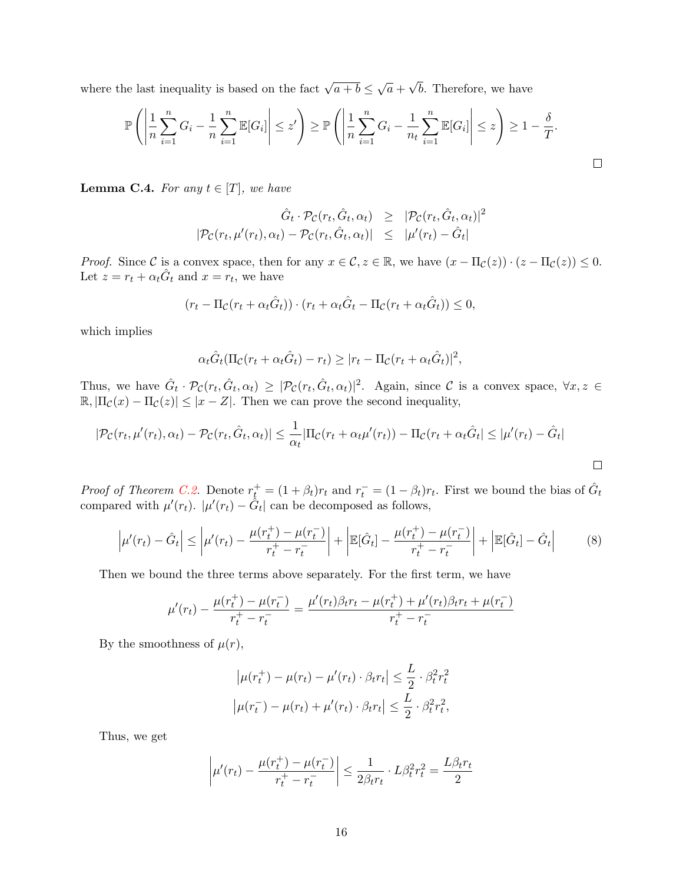where the last inequality is based on the fact $\sqrt{a+b} \leq \sqrt{a} + \sqrt{b}$. Therefore, we have

$$\mathbb{P}\left(\left|\frac{1}{n}\sum_{i=1}^{n} G_i - \frac{1}{n}\sum_{i=1}^{n}\mathbb{E}[G_i]\right| \leq z'\right) \geq \mathbb{P}\left(\left|\frac{1}{n}\sum_{i=1}^{n} G_i - \frac{1}{n_t}\sum_{i=1}^{n}\mathbb{E}[G_i]\right| \leq z\right) \geq 1 - \frac{\delta}{T}.$$

□

**Lemma C.4.** *For any $t \in [T]$, we have*

$$\begin{aligned}
\hat{G}_t \cdot \mathcal{P}_{\mathcal{C}}(r_t, \hat{G}_t, \alpha_t) &\geq |\mathcal{P}_{\mathcal{C}}(r_t, \hat{G}_t, \alpha_t)|^2 \\
|\mathcal{P}_{\mathcal{C}}(r_t, \mu'(r_t), \alpha_t) - \mathcal{P}_{\mathcal{C}}(r_t, \hat{G}_t, \alpha_t)| &\leq |\mu'(r_t) - \hat{G}_t|
\end{aligned}$$

*Proof.* Since $\mathcal{C}$ is a convex space, then for any $x \in \mathcal{C}, z \in \mathbb{R}$, we have $(x - \Pi_{\mathcal{C}}(z)) \cdot (z - \Pi_{\mathcal{C}}(z)) \leq 0$. Let $z = r_t + \alpha_t \hat{G}_t$ and $x = r_t$, we have

$$(r_t - \Pi_{\mathcal{C}}(r_t + \alpha_t \hat{G}_t)) \cdot (r_t + \alpha_t \hat{G}_t - \Pi_{\mathcal{C}}(r_t + \alpha_t \hat{G}_t)) \leq 0,$$

which implies

$$\alpha_t \hat{G}_t (\Pi_{\mathcal{C}}(r_t + \alpha_t \hat{G}_t) - r_t) \geq |r_t - \Pi_{\mathcal{C}}(r_t + \alpha_t \hat{G}_t)|^2,$$

Thus, we have $\hat{G}_t \cdot \mathcal{P}_{\mathcal{C}}(r_t, \hat{G}_t, \alpha_t) \geq |\mathcal{P}_{\mathcal{C}}(r_t, \hat{G}_t, \alpha_t)|^2$. Again, since $\mathcal{C}$ is a convex space, $\forall x, z \in \mathbb{R}, |\Pi_{\mathcal{C}}(x) - \Pi_{\mathcal{C}}(z)| \leq |x - Z|$. Then we can prove the second inequality,

$$|\mathcal{P}_{\mathcal{C}}(r_t, \mu'(r_t), \alpha_t) - \mathcal{P}_{\mathcal{C}}(r_t, \hat{G}_t, \alpha_t)| \leq \frac{1}{\alpha_t}|\Pi_{\mathcal{C}}(r_t + \alpha_t \mu'(r_t)) - \Pi_{\mathcal{C}}(r_t + \alpha_t \hat{G}_t| \leq |\mu'(r_t) - \hat{G}_t|$$

□

*Proof of Theorem C.2.* Denote $r_t^+ = (1 + \beta_t) r_t$ and $r_t^- = (1 - \beta_t) r_t$. First we bound the bias of $\hat{G}_t$ compared with $\mu'(r_t)$. $|\mu'(r_t) - \hat{G}_t|$ can be decomposed as follows,

$$\left|\mu'(r_t) - \hat{G}_t\right| \leq \left|\mu'(r_t) - \frac{\mu(r_t^+) - \mu(r_t^-)}{r_t^+ - r_t^-}\right| + \left|\mathbb{E}[\hat{G}_t] - \frac{\mu(r_t^+) - \mu(r_t^-)}{r_t^+ - r_t^-}\right| + \left|\mathbb{E}[\hat{G}_t] - \hat{G}_t\right| \tag{8}$$

Then we bound the three terms above separately. For the first term, we have

$$\mu'(r_t) - \frac{\mu(r_t^+) - \mu(r_t^-)}{r_t^+ - r_t^-} = \frac{\mu'(r_t)\beta_t r_t - \mu(r_t^+) + \mu'(r_t)\beta_t r_t + \mu(r_t^-)}{r_t^+ - r_t^-}$$

By the smoothness of $\mu(r)$,

$$\begin{aligned}
\left|\mu(r_t^+) - \mu(r_t) - \mu'(r_t) \cdot \beta_t r_t\right| &\leq \frac{L}{2} \cdot \beta_t^2 r_t^2 \\
\left|\mu(r_t^-) - \mu(r_t) + \mu'(r_t) \cdot \beta_t r_t\right| &\leq \frac{L}{2} \cdot \beta_t^2 r_t^2,
\end{aligned}$$

Thus, we get

$$\left|\mu'(r_t) - \frac{\mu(r_t^+) - \mu(r_t^-)}{r_t^+ - r_t^-}\right| \leq \frac{1}{2\beta_t r_t} \cdot L \beta_t^2 r_t^2 = \frac{L \beta_t r_t}{2}$$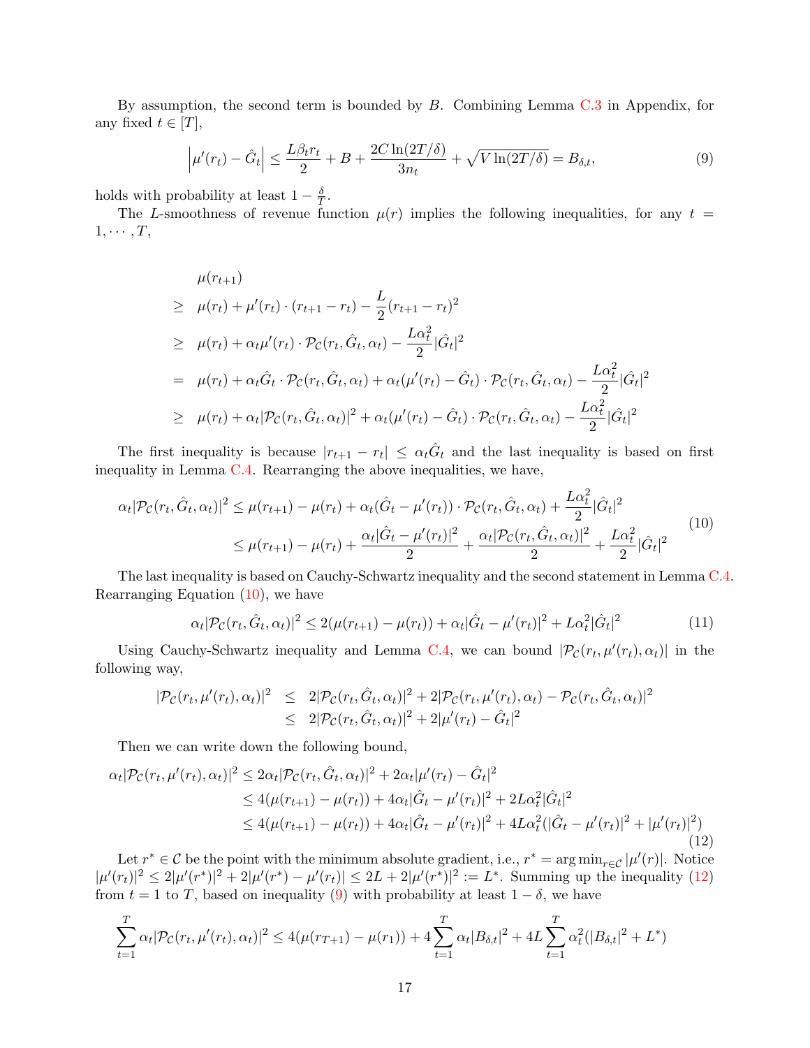By assumption, the second term is bounded by $B$. Combining Lemma C.3 in Appendix, for any fixed $t \in [T]$,

$$\left|\mu'(r_t) - \hat{G}_t\right| \leq \frac{L\beta_t r_t}{2} + B + \frac{2C\ln(2T/\delta)}{3n_t} + \sqrt{V\ln(2T/\delta)} = B_{\delta,t}, \tag{9}$$

holds with probability at least $1 - \frac{\delta}{T}$.

The $L$-smoothness of revenue function $\mu(r)$ implies the following inequalities, for any $t = 1, \cdots, T$,

$$\begin{aligned}
& \mu(r_{t+1}) \\
\geq\ & \mu(r_t) + \mu'(r_t) \cdot (r_{t+1} - r_t) - \frac{L}{2}(r_{t+1} - r_t)^2 \\
\geq\ & \mu(r_t) + \alpha_t \mu'(r_t) \cdot \mathcal{P}_{\mathcal{C}}(r_t, \hat{G}_t, \alpha_t) - \frac{L\alpha_t^2}{2}|\hat{G}_t|^2 \\
=\ & \mu(r_t) + \alpha_t \hat{G}_t \cdot \mathcal{P}_{\mathcal{C}}(r_t, \hat{G}_t, \alpha_t) + \alpha_t(\mu'(r_t) - \hat{G}_t) \cdot \mathcal{P}_{\mathcal{C}}(r_t, \hat{G}_t, \alpha_t) - \frac{L\alpha_t^2}{2}|\hat{G}_t|^2 \\
\geq\ & \mu(r_t) + \alpha_t |\mathcal{P}_{\mathcal{C}}(r_t, \hat{G}_t, \alpha_t)|^2 + \alpha_t(\mu'(r_t) - \hat{G}_t) \cdot \mathcal{P}_{\mathcal{C}}(r_t, \hat{G}_t, \alpha_t) - \frac{L\alpha_t^2}{2}|\hat{G}_t|^2
\end{aligned}$$

The first inequality is because $|r_{t+1} - r_t| \leq \alpha_t \hat{G}_t$ and the last inequality is based on first inequality in Lemma C.4. Rearranging the above inequalities, we have,

$$\begin{aligned}
\alpha_t |\mathcal{P}_{\mathcal{C}}(r_t, \hat{G}_t, \alpha_t)|^2 &\leq \mu(r_{t+1}) - \mu(r_t) + \alpha_t(\hat{G}_t - \mu'(r_t)) \cdot \mathcal{P}_{\mathcal{C}}(r_t, \hat{G}_t, \alpha_t) + \frac{L\alpha_t^2}{2}|\hat{G}_t|^2 \\
&\leq \mu(r_{t+1}) - \mu(r_t) + \frac{\alpha_t |\hat{G}_t - \mu'(r_t)|^2}{2} + \frac{\alpha_t |\mathcal{P}_{\mathcal{C}}(r_t, \hat{G}_t, \alpha_t)|^2}{2} + \frac{L\alpha_t^2}{2}|\hat{G}_t|^2
\end{aligned} \tag{10}$$

The last inequality is based on Cauchy-Schwartz inequality and the second statement in Lemma C.4. Rearranging Equation (10), we have

$$\alpha_t |\mathcal{P}_{\mathcal{C}}(r_t, \hat{G}_t, \alpha_t)|^2 \leq 2(\mu(r_{t+1}) - \mu(r_t)) + \alpha_t |\hat{G}_t - \mu'(r_t)|^2 + L\alpha_t^2 |\hat{G}_t|^2 \tag{11}$$

Using Cauchy-Schwartz inequality and Lemma C.4, we can bound $|\mathcal{P}_{\mathcal{C}}(r_t, \mu'(r_t), \alpha_t)|$ in the following way,

$$\begin{aligned}
|\mathcal{P}_{\mathcal{C}}(r_t, \mu'(r_t), \alpha_t)|^2 &\leq 2|\mathcal{P}_{\mathcal{C}}(r_t, \hat{G}_t, \alpha_t)|^2 + 2|\mathcal{P}_{\mathcal{C}}(r_t, \mu'(r_t), \alpha_t) - \mathcal{P}_{\mathcal{C}}(r_t, \hat{G}_t, \alpha_t)|^2 \\
&\leq 2|\mathcal{P}_{\mathcal{C}}(r_t, \hat{G}_t, \alpha_t)|^2 + 2|\mu'(r_t) - \hat{G}_t|^2
\end{aligned}$$

Then we can write down the following bound,

$$\begin{aligned}
\alpha_t |\mathcal{P}_{\mathcal{C}}(r_t, \mu'(r_t), \alpha_t)|^2 &\leq 2\alpha_t |\mathcal{P}_{\mathcal{C}}(r_t, \hat{G}_t, \alpha_t)|^2 + 2\alpha_t |\mu'(r_t) - \hat{G}_t|^2 \\
&\leq 4(\mu(r_{t+1}) - \mu(r_t)) + 4\alpha_t |\hat{G}_t - \mu'(r_t)|^2 + 2L\alpha_t^2 |\hat{G}_t|^2 \\
&\leq 4(\mu(r_{t+1}) - \mu(r_t)) + 4\alpha_t |\hat{G}_t - \mu'(r_t)|^2 + 4L\alpha_t^2 (|\hat{G}_t - \mu'(r_t)|^2 + |\mu'(r_t)|^2)
\end{aligned} \tag{12}$$

Let $r^* \in \mathcal{C}$ be the point with the minimum absolute gradient, i.e., $r^* = \arg\min_{r \in \mathcal{C}} |\mu'(r)|$. Notice $|\mu'(r_t)|^2 \leq 2|\mu'(r^*)|^2 + 2|\mu'(r^*) - \mu'(r_t)| \leq 2L + 2|\mu'(r^*)|^2 := L^*$. Summing up the inequality (12) from $t = 1$ to $T$, based on inequality (9) with probability at least $1 - \delta$, we have

$$\sum_{t=1}^{T} \alpha_t |\mathcal{P}_{\mathcal{C}}(r_t, \mu'(r_t), \alpha_t)|^2 \leq 4(\mu(r_{T+1}) - \mu(r_1)) + 4\sum_{t=1}^{T} \alpha_t |B_{\delta,t}|^2 + 4L\sum_{t=1}^{T} \alpha_t^2 (|B_{\delta,t}|^2 + L^*)$$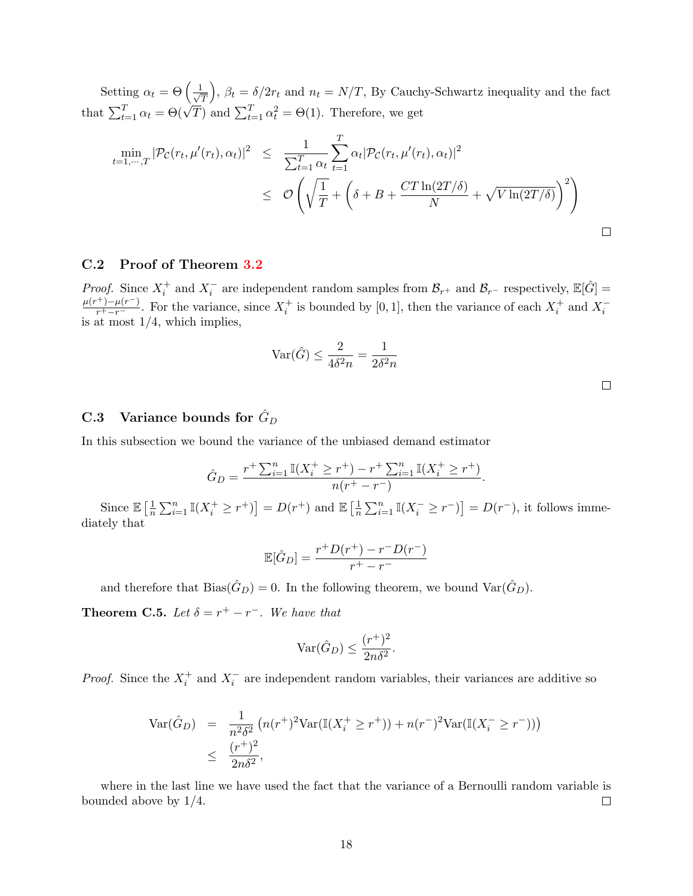Setting $\alpha_t = \Theta\left(\frac{1}{\sqrt{T}}\right)$, $\beta_t = \delta/2r_t$ and $n_t = N/T$, By Cauchy-Schwartz inequality and the fact that $\sum_{t=1}^T \alpha_t = \Theta(\sqrt{T})$ and $\sum_{t=1}^T \alpha_t^2 = \Theta(1)$. Therefore, we get

$$
\begin{aligned}
\min_{t=1,\cdots,T} |\mathcal{P}_\mathcal{C}(r_t, \mu'(r_t), \alpha_t)|^2 &\leq \frac{1}{\sum_{t=1}^T \alpha_t} \sum_{t=1}^T \alpha_t |\mathcal{P}_\mathcal{C}(r_t, \mu'(r_t), \alpha_t)|^2 \\
&\leq \mathcal{O}\left(\sqrt{\frac{1}{T}} + \left(\delta + B + \frac{CT\ln(2T/\delta)}{N} + \sqrt{V\ln(2T/\delta)}\right)^2\right)
\end{aligned}
$$

□

### C.2 Proof of Theorem 3.2

*Proof.* Since $X_i^+$ and $X_i^-$ are independent random samples from $\mathcal{B}_{r^+}$ and $\mathcal{B}_{r^-}$ respectively, $\mathbb{E}[\hat{G}] = \frac{\mu(r^+)-\mu(r^-)}{r^+-r^-}$. For the variance, since $X_i^+$ is bounded by $[0,1]$, then the variance of each $X_i^+$ and $X_i^-$ is at most $1/4$, which implies,

$$
\mathrm{Var}(\hat{G}) \leq \frac{2}{4\delta^2 n} = \frac{1}{2\delta^2 n}
$$

□

### C.3 Variance bounds for $\hat{G}_D$

In this subsection we bound the variance of the unbiased demand estimator

$$
\hat{G}_D = \frac{r^+ \sum_{i=1}^n \mathbb{I}(X_i^+ \geq r^+) - r^+ \sum_{i=1}^n \mathbb{I}(X_i^+ \geq r^+)}{n(r^+ - r^-)}.
$$

Since $\mathbb{E}\left[\frac{1}{n}\sum_{i=1}^n \mathbb{I}(X_i^+ \geq r^+)\right] = D(r^+)$ and $\mathbb{E}\left[\frac{1}{n}\sum_{i=1}^n \mathbb{I}(X_i^- \geq r^-)\right] = D(r^-)$, it follows immediately that

$$
\mathbb{E}[\hat{G}_D] = \frac{r^+ D(r^+) - r^- D(r^-)}{r^+ - r^-}
$$

and therefore that $\mathrm{Bias}(\hat{G}_D) = 0$. In the following theorem, we bound $\mathrm{Var}(\hat{G}_D)$.

**Theorem C.5.** *Let $\delta = r^+ - r^-$. We have that*

$$
\mathrm{Var}(\hat{G}_D) \leq \frac{(r^+)^2}{2n\delta^2}.
$$

*Proof.* Since the $X_i^+$ and $X_i^-$ are independent random variables, their variances are additive so

$$
\begin{aligned}
\mathrm{Var}(\hat{G}_D) &= \frac{1}{n^2\delta^2}\left(n(r^+)^2 \mathrm{Var}(\mathbb{I}(X_i^+ \geq r^+)) + n(r^-)^2 \mathrm{Var}(\mathbb{I}(X_i^- \geq r^-))\right) \\
&\leq \frac{(r^+)^2}{2n\delta^2},
\end{aligned}
$$

where in the last line we have used the fact that the variance of a Bernoulli random variable is bounded above by $1/4$. □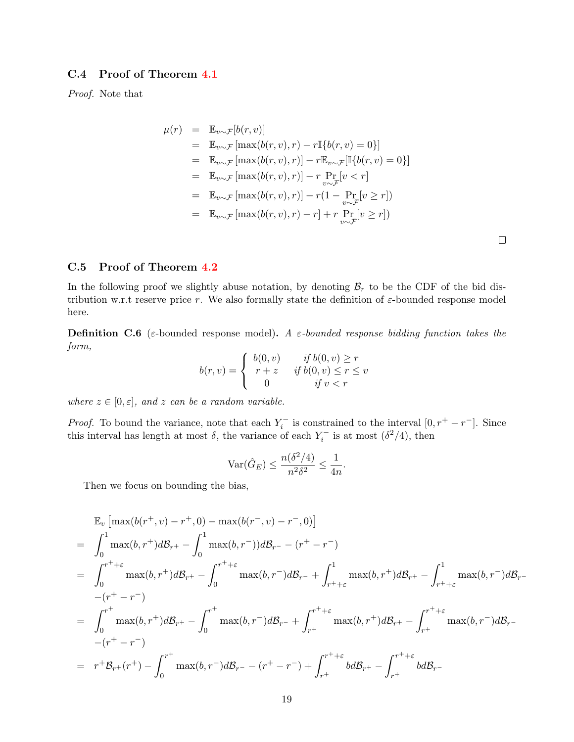### C.4 Proof of Theorem 4.1

*Proof.* Note that

$$
\begin{aligned}
\mu(r) &= \mathbb{E}_{v\sim\mathcal{F}}[b(r,v)] \\
&= \mathbb{E}_{v\sim\mathcal{F}}\left[\max(b(r,v),r) - r\mathbb{I}\{b(r,v)=0\}\right] \\
&= \mathbb{E}_{v\sim\mathcal{F}}\left[\max(b(r,v),r)\right] - r\mathbb{E}_{v\sim\mathcal{F}}[\mathbb{I}\{b(r,v)=0\}] \\
&= \mathbb{E}_{v\sim\mathcal{F}}\left[\max(b(r,v),r)\right] - r\Pr_{v\sim\mathcal{F}}[v<r] \\
&= \mathbb{E}_{v\sim\mathcal{F}}\left[\max(b(r,v),r)\right] - r(1-\Pr_{v\sim\mathcal{F}}[v\geq r]) \\
&= \mathbb{E}_{v\sim\mathcal{F}}\left[\max(b(r,v),r) - r\right] + r\Pr_{v\sim\mathcal{F}}[v\geq r])
\end{aligned}
$$

□

### C.5 Proof of Theorem 4.2

In the following proof we slightly abuse notation, by denoting $\mathcal{B}_r$ to be the CDF of the bid distribution w.r.t reserve price $r$. We also formally state the definition of $\varepsilon$-bounded response model here.

**Definition C.6** ($\varepsilon$-bounded response model)**.** *A $\varepsilon$-bounded response bidding function takes the form,*

$$
b(r,v) = \begin{cases} b(0,v) & \text{if } b(0,v)\geq r \\ r+z & \text{if } b(0,v)\leq r\leq v \\ 0 & \text{if } v<r \end{cases}
$$

*where $z\in[0,\varepsilon]$, and $z$ can be a random variable.*

*Proof.* To bound the variance, note that each $Y_i^-$ is constrained to the interval $[0, r^+ - r^-]$. Since this interval has length at most $\delta$, the variance of each $Y_i^-$ is at most $(\delta^2/4)$, then

$$
\mathrm{Var}(\hat{G}_E) \leq \frac{n(\delta^2/4)}{n^2\delta^2} \leq \frac{1}{4n}.
$$

Then we focus on bounding the bias,

$$
\begin{aligned}
&\mathbb{E}_v\left[\max(b(r^+,v)-r^+,0) - \max(b(r^-,v)-r^-,0)\right] \\
=\;& \int_0^1 \max(b,r^+)d\mathcal{B}_{r^+} - \int_0^1 \max(b,r^-))d\mathcal{B}_{r^-} - (r^+-r^-) \\
=\;& \int_0^{r^++\varepsilon} \max(b,r^+)d\mathcal{B}_{r^+} - \int_0^{r^++\varepsilon} \max(b,r^-)d\mathcal{B}_{r^-} + \int_{r^++\varepsilon}^1 \max(b,r^+)d\mathcal{B}_{r^+} - \int_{r^++\varepsilon}^1 \max(b,r^-)d\mathcal{B}_{r^-} \\
&-(r^+-r^-) \\
=\;& \int_0^{r^+} \max(b,r^+)d\mathcal{B}_{r^+} - \int_0^{r^+} \max(b,r^-)d\mathcal{B}_{r^-} + \int_{r^+}^{r^++\varepsilon} \max(b,r^+)d\mathcal{B}_{r^+} - \int_{r^+}^{r^++\varepsilon} \max(b,r^-)d\mathcal{B}_{r^-} \\
&-(r^+-r^-) \\
=\;& r^+\mathcal{B}_{r^+}(r^+) - \int_0^{r^+} \max(b,r^-)d\mathcal{B}_{r^-} - (r^+-r^-) + \int_{r^+}^{r^++\varepsilon} b d\mathcal{B}_{r^+} - \int_{r^+}^{r^++\varepsilon} b d\mathcal{B}_{r^-}
\end{aligned}
$$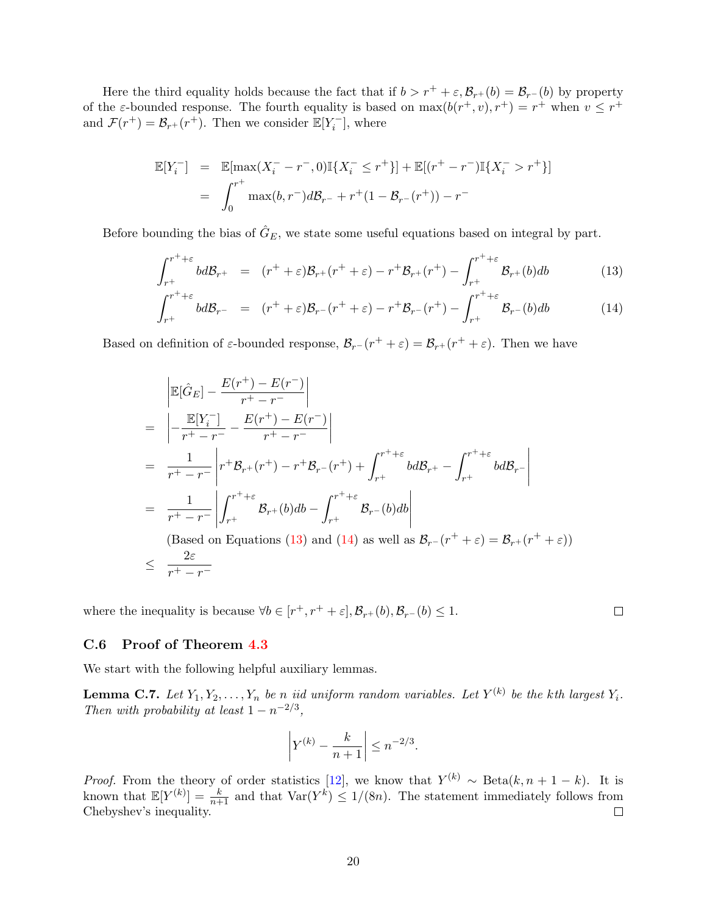Here the third equality holds because the fact that if $b > r^+ + \varepsilon, \mathcal{B}_{r^+}(b) = \mathcal{B}_{r^-}(b)$ by property of the $\varepsilon$-bounded response. The fourth equality is based on $\max(b(r^+, v), r^+) = r^+$ when $v \le r^+$ and $\mathcal{F}(r^+) = \mathcal{B}_{r^+}(r^+)$. Then we consider $\mathbb{E}[Y_i^-]$, where

$$
\begin{aligned}
\mathbb{E}[Y_i^-] &= \mathbb{E}[\max(X_i^- - r^-, 0)\mathbb{I}\{X_i^- \le r^+\}] + \mathbb{E}[(r^+ - r^-)\mathbb{I}\{X_i^- > r^+\}] \\
&= \int_0^{r^+} \max(b, r^-) d\mathcal{B}_{r^-} + r^+(1 - \mathcal{B}_{r^-}(r^+)) - r^-
\end{aligned}
$$

Before bounding the bias of $\hat{G}_E$, we state some useful equations based on integral by part.

$$
\int_{r^+}^{r^++\varepsilon} b d\mathcal{B}_{r^+} = (r^+ + \varepsilon)\mathcal{B}_{r^+}(r^+ + \varepsilon) - r^+\mathcal{B}_{r^+}(r^+) - \int_{r^+}^{r^++\varepsilon} \mathcal{B}_{r^+}(b) db \tag{13}
$$

$$
\int_{r^+}^{r^++\varepsilon} b d\mathcal{B}_{r^-} = (r^+ + \varepsilon)\mathcal{B}_{r^-}(r^+ + \varepsilon) - r^+\mathcal{B}_{r^-}(r^+) - \int_{r^+}^{r^++\varepsilon} \mathcal{B}_{r^-}(b) db \tag{14}
$$

Based on definition of $\varepsilon$-bounded response, $\mathcal{B}_{r^-}(r^+ + \varepsilon) = \mathcal{B}_{r^+}(r^+ + \varepsilon)$. Then we have

$$
\begin{aligned}
& \left| \mathbb{E}[\hat{G}_E] - \frac{E(r^+) - E(r^-)}{r^+ - r^-} \right| \\
= & \left| -\frac{\mathbb{E}[Y_i^-]}{r^+ - r^-} - \frac{E(r^+) - E(r^-)}{r^+ - r^-} \right| \\
= & \frac{1}{r^+ - r^-} \left| r^+\mathcal{B}_{r^+}(r^+) - r^+\mathcal{B}_{r^-}(r^+) + \int_{r^+}^{r^++\varepsilon} b d\mathcal{B}_{r^+} - \int_{r^+}^{r^++\varepsilon} b d\mathcal{B}_{r^-} \right| \\
= & \frac{1}{r^+ - r^-} \left| \int_{r^+}^{r^++\varepsilon} \mathcal{B}_{r^+}(b) db - \int_{r^+}^{r^++\varepsilon} \mathcal{B}_{r^-}(b) db \right| \\
& \text{(Based on Equations (13) and (14) as well as } \mathcal{B}_{r^-}(r^+ + \varepsilon) = \mathcal{B}_{r^+}(r^+ + \varepsilon)) \\
\le & \frac{2\varepsilon}{r^+ - r^-}
\end{aligned}
$$

where the inequality is because $\forall b \in [r^+, r^+ + \varepsilon], \mathcal{B}_{r^+}(b), \mathcal{B}_{r^-}(b) \le 1$. ☐

### C.6 Proof of Theorem 4.3

We start with the following helpful auxiliary lemmas.

**Lemma C.7.** *Let $Y_1, Y_2, \ldots, Y_n$ be $n$ iid uniform random variables. Let $Y^{(k)}$ be the $k$th largest $Y_i$. Then with probability at least $1 - n^{-2/3}$,*

$$
\left| Y^{(k)} - \frac{k}{n+1} \right| \le n^{-2/3}.
$$

*Proof.* From the theory of order statistics [12], we know that $Y^{(k)} \sim \text{Beta}(k, n + 1 - k)$. It is known that $\mathbb{E}[Y^{(k)}] = \frac{k}{n+1}$ and that $\text{Var}(Y^k) \le 1/(8n)$. The statement immediately follows from Chebyshev's inequality. ☐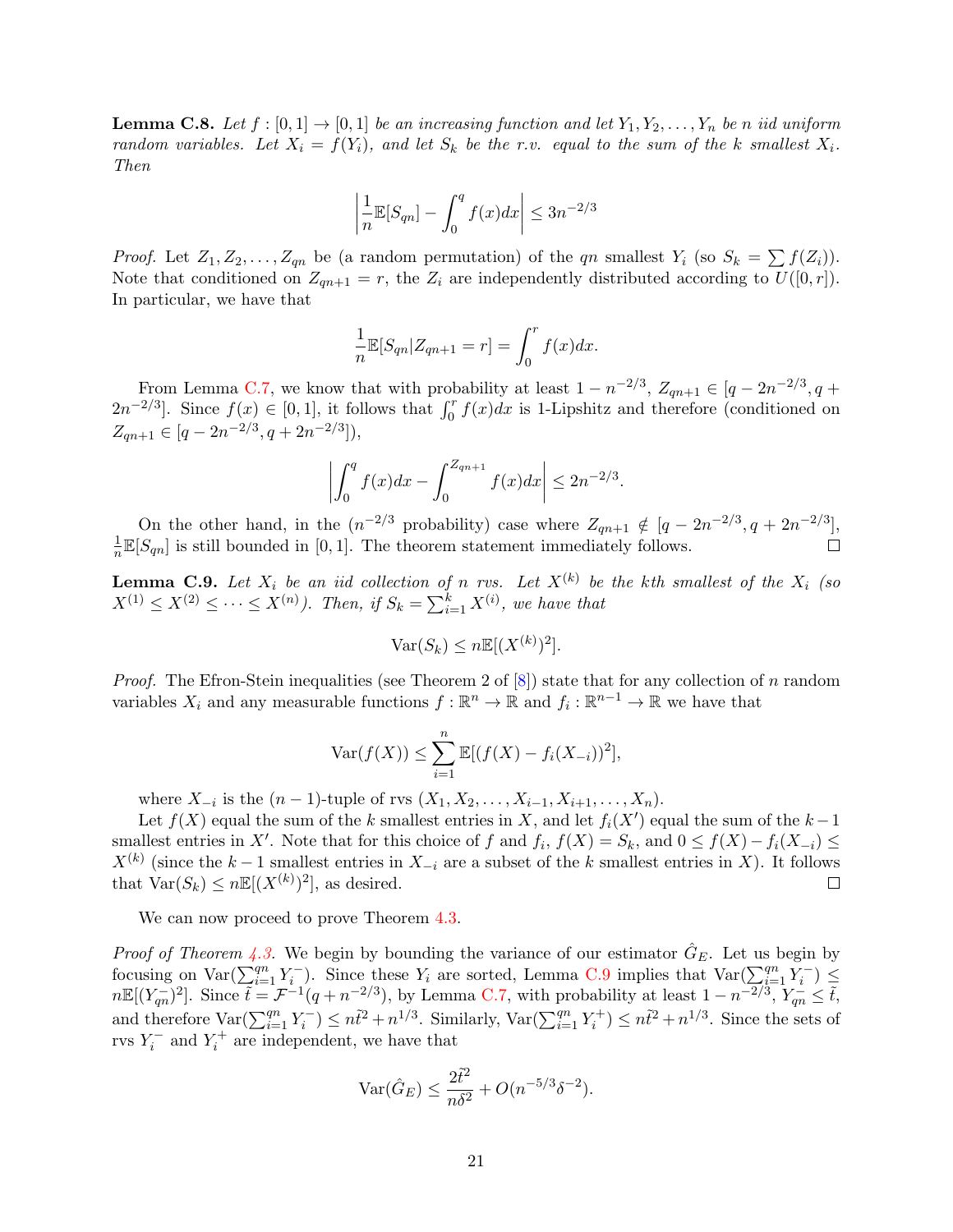**Lemma C.8.** *Let $f : [0, 1] \to [0, 1]$ be an increasing function and let $Y_1, Y_2, \dots, Y_n$ be $n$ iid uniform random variables. Let $X_i = f(Y_i)$, and let $S_k$ be the r.v. equal to the sum of the $k$ smallest $X_i$. Then*

$$\left| \frac{1}{n}\mathbb{E}[S_{qn}] - \int_0^q f(x)dx \right| \le 3n^{-2/3}$$

*Proof.* Let $Z_1, Z_2, \dots, Z_{qn}$ be (a random permutation) of the $qn$ smallest $Y_i$ (so $S_k = \sum f(Z_i)$). Note that conditioned on $Z_{qn+1} = r$, the $Z_i$ are independently distributed according to $U([0, r])$. In particular, we have that

$$\frac{1}{n}\mathbb{E}[S_{qn}|Z_{qn+1} = r] = \int_0^r f(x)dx.$$

From Lemma C.7, we know that with probability at least $1 - n^{-2/3}$, $Z_{qn+1} \in [q - 2n^{-2/3}, q + 2n^{-2/3}]$. Since $f(x) \in [0, 1]$, it follows that $\int_0^r f(x)dx$ is 1-Lipshitz and therefore (conditioned on $Z_{qn+1} \in [q - 2n^{-2/3}, q + 2n^{-2/3}]$),

$$\left| \int_0^q f(x)dx - \int_0^{Z_{qn+1}} f(x)dx \right| \le 2n^{-2/3}.$$

On the other hand, in the ($n^{-2/3}$ probability) case where $Z_{qn+1} \notin [q - 2n^{-2/3}, q + 2n^{-2/3}]$, $\frac{1}{n}\mathbb{E}[S_{qn}]$ is still bounded in $[0, 1]$. The theorem statement immediately follows. □

**Lemma C.9.** *Let $X_i$ be an iid collection of $n$ rvs. Let $X^{(k)}$ be the $k$th smallest of the $X_i$ (so $X^{(1)} \le X^{(2)} \le \cdots \le X^{(n)}$). Then, if $S_k = \sum_{i=1}^k X^{(i)}$, we have that*

$$\mathrm{Var}(S_k) \le n\mathbb{E}[(X^{(k)})^2].$$

*Proof.* The Efron-Stein inequalities (see Theorem 2 of [8]) state that for any collection of $n$ random variables $X_i$ and any measurable functions $f : \mathbb{R}^n \to \mathbb{R}$ and $f_i : \mathbb{R}^{n-1} \to \mathbb{R}$ we have that

$$\mathrm{Var}(f(X)) \le \sum_{i=1}^n \mathbb{E}[(f(X) - f_i(X_{-i}))^2],$$

where $X_{-i}$ is the $(n-1)$-tuple of rvs $(X_1, X_2, \dots, X_{i-1}, X_{i+1}, \dots, X_n)$.

Let $f(X)$ equal the sum of the $k$ smallest entries in $X$, and let $f_i(X')$ equal the sum of the $k-1$ smallest entries in $X'$. Note that for this choice of $f$ and $f_i$, $f(X) = S_k$, and $0 \le f(X) - f_i(X_{-i}) \le X^{(k)}$ (since the $k-1$ smallest entries in $X_{-i}$ are a subset of the $k$ smallest entries in $X$). It follows that $\mathrm{Var}(S_k) \le n\mathbb{E}[(X^{(k)})^2]$, as desired. □

We can now proceed to prove Theorem 4.3.

*Proof of Theorem 4.3.* We begin by bounding the variance of our estimator $\hat{G}_E$. Let us begin by focusing on $\mathrm{Var}(\sum_{i=1}^{qn} Y_i^-)$. Since these $Y_i$ are sorted, Lemma C.9 implies that $\mathrm{Var}(\sum_{i=1}^{qn} Y_i^-) \le n\mathbb{E}[(Y_{qn}^-)^2]$. Since $\tilde{t} = \mathcal{F}^{-1}(q + n^{-2/3})$, by Lemma C.7, with probability at least $1 - n^{-2/3}$, $Y_{qn}^- \le \tilde{t}$, and therefore $\mathrm{Var}(\sum_{i=1}^{qn} Y_i^-) \le n\tilde{t}^2 + n^{1/3}$. Similarly, $\mathrm{Var}(\sum_{i=1}^{qn} Y_i^+) \le n\tilde{t}^2 + n^{1/3}$. Since the sets of rvs $Y_i^-$ and $Y_i^+$ are independent, we have that

$$\mathrm{Var}(\hat{G}_E) \le \frac{2\tilde{t}^2}{n\delta^2} + O(n^{-5/3}\delta^{-2}).$$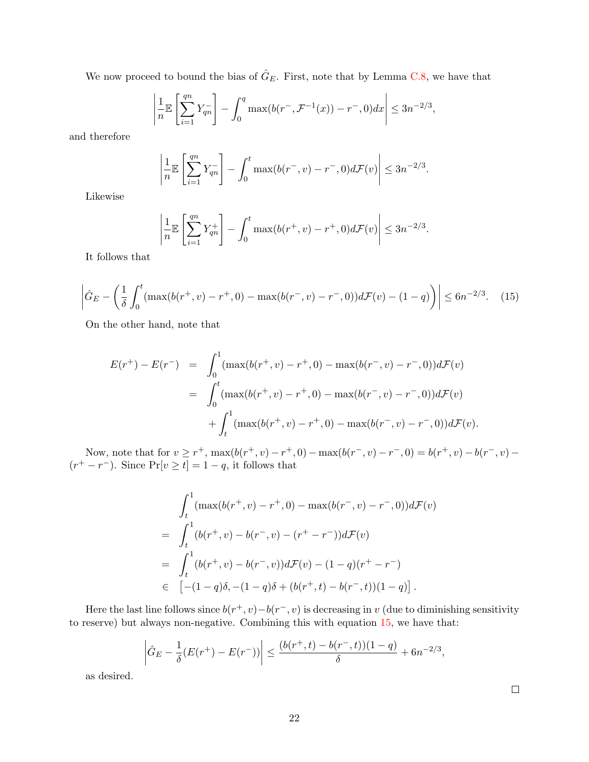We now proceed to bound the bias of $\hat{G}_E$. First, note that by Lemma C.8, we have that

$$\left| \frac{1}{n}\mathbb{E}\left[\sum_{i=1}^{qn} Y_{qn}^{-}\right] - \int_0^q \max(b(r^-, \mathcal{F}^{-1}(x)) - r^-, 0)dx \right| \leq 3n^{-2/3},$$

and therefore

$$\left| \frac{1}{n}\mathbb{E}\left[\sum_{i=1}^{qn} Y_{qn}^{-}\right] - \int_0^t \max(b(r^-, v) - r^-, 0)d\mathcal{F}(v) \right| \leq 3n^{-2/3}.$$

Likewise

$$\left| \frac{1}{n}\mathbb{E}\left[\sum_{i=1}^{qn} Y_{qn}^{+}\right] - \int_0^t \max(b(r^+, v) - r^+, 0)d\mathcal{F}(v) \right| \leq 3n^{-2/3}.$$

It follows that

$$\left| \hat{G}_E - \left( \frac{1}{\delta}\int_0^t (\max(b(r^+, v) - r^+, 0) - \max(b(r^-, v) - r^-, 0))d\mathcal{F}(v) - (1-q) \right) \right| \leq 6n^{-2/3}. \tag{15}$$

On the other hand, note that

$$\begin{aligned}
E(r^+) - E(r^-) &= \int_0^1 (\max(b(r^+, v) - r^+, 0) - \max(b(r^-, v) - r^-, 0))d\mathcal{F}(v) \\
&= \int_0^t (\max(b(r^+, v) - r^+, 0) - \max(b(r^-, v) - r^-, 0))d\mathcal{F}(v) \\
&\quad + \int_t^1 (\max(b(r^+, v) - r^+, 0) - \max(b(r^-, v) - r^-, 0))d\mathcal{F}(v).
\end{aligned}$$

Now, note that for $v \geq r^+$, $\max(b(r^+, v) - r^+, 0) - \max(b(r^-, v) - r^-, 0) = b(r^+, v) - b(r^-, v) - (r^+ - r^-)$. Since $\Pr[v \geq t] = 1 - q$, it follows that

$$\begin{aligned}
& \int_t^1 (\max(b(r^+, v) - r^+, 0) - \max(b(r^-, v) - r^-, 0))d\mathcal{F}(v) \\
= & \int_t^1 (b(r^+, v) - b(r^-, v) - (r^+ - r^-))d\mathcal{F}(v) \\
= & \int_t^1 (b(r^+, v) - b(r^-, v))d\mathcal{F}(v) - (1-q)(r^+ - r^-) \\
\in & \left[ -(1-q)\delta, -(1-q)\delta + (b(r^+, t) - b(r^-, t))(1-q) \right].
\end{aligned}$$

Here the last line follows since $b(r^+, v) - b(r^-, v)$ is decreasing in $v$ (due to diminishing sensitivity to reserve) but always non-negative. Combining this with equation 15, we have that:

$$\left| \hat{G}_E - \frac{1}{\delta}(E(r^+) - E(r^-)) \right| \leq \frac{(b(r^+, t) - b(r^-, t))(1-q)}{\delta} + 6n^{-2/3},$$

as desired.

□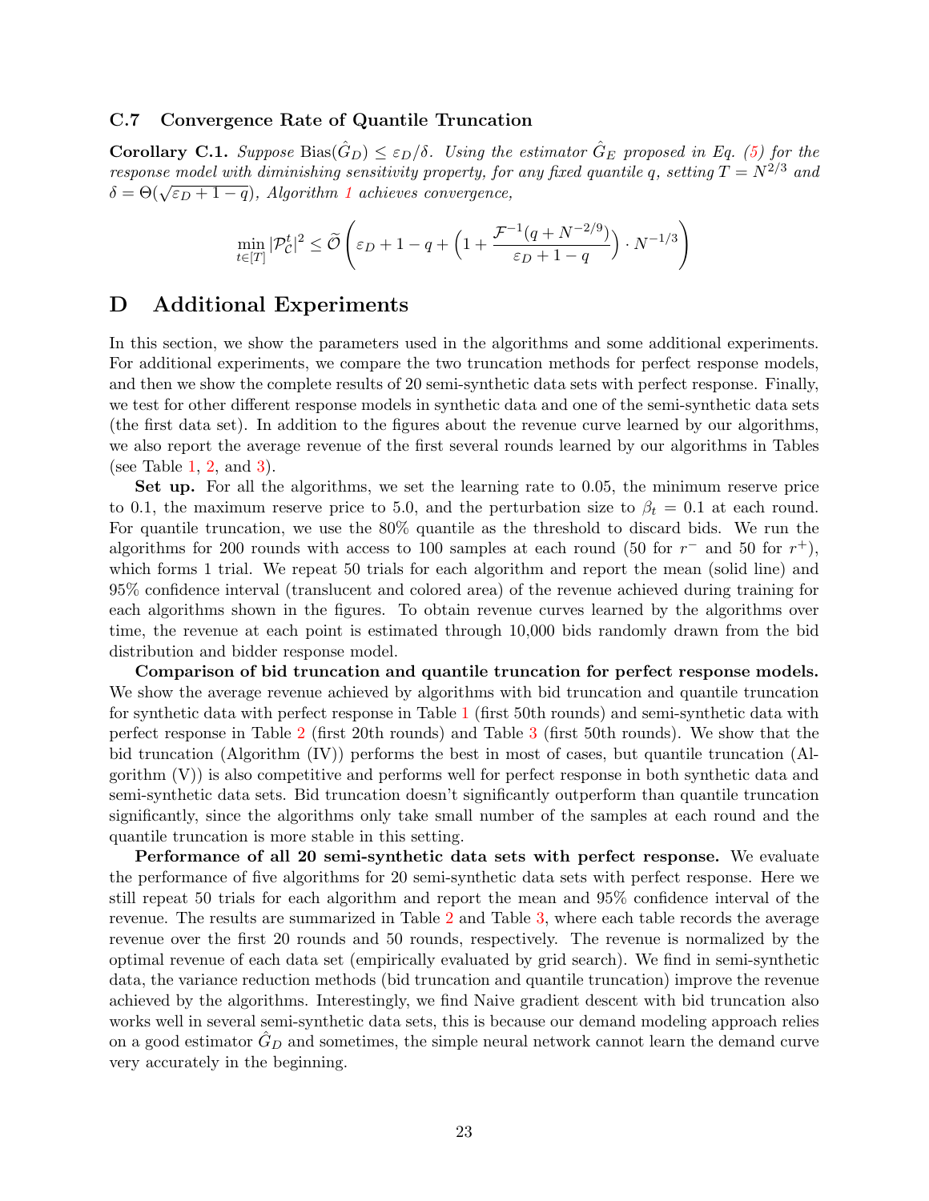### C.7 Convergence Rate of Quantile Truncation

**Corollary C.1.** *Suppose* $\text{Bias}(\hat{G}_D) \leq \varepsilon_D/\delta$. *Using the estimator* $\hat{G}_E$ *proposed in Eq. (5) for the response model with diminishing sensitivity property, for any fixed quantile* $q$*, setting* $T = N^{2/3}$ *and* $\delta = \Theta(\sqrt{\varepsilon_D + 1 - q})$*, Algorithm 1 achieves convergence,*

$$\min_{t \in [T]} |\mathcal{P}_{\mathcal{C}}^t|^2 \leq \widetilde{\mathcal{O}}\left(\varepsilon_D + 1 - q + \left(1 + \frac{\mathcal{F}^{-1}(q + N^{-2/9})}{\varepsilon_D + 1 - q}\right) \cdot N^{-1/3}\right)$$

# D Additional Experiments

In this section, we show the parameters used in the algorithms and some additional experiments. For additional experiments, we compare the two truncation methods for perfect response models, and then we show the complete results of 20 semi-synthetic data sets with perfect response. Finally, we test for other different response models in synthetic data and one of the semi-synthetic data sets (the first data set). In addition to the figures about the revenue curve learned by our algorithms, we also report the average revenue of the first several rounds learned by our algorithms in Tables (see Table 1, 2, and 3).

**Set up.** For all the algorithms, we set the learning rate to 0.05, the minimum reserve price to 0.1, the maximum reserve price to 5.0, and the perturbation size to $\beta_t = 0.1$ at each round. For quantile truncation, we use the 80% quantile as the threshold to discard bids. We run the algorithms for 200 rounds with access to 100 samples at each round (50 for $r^-$ and 50 for $r^+$), which forms 1 trial. We repeat 50 trials for each algorithm and report the mean (solid line) and 95% confidence interval (translucent and colored area) of the revenue achieved during training for each algorithms shown in the figures. To obtain revenue curves learned by the algorithms over time, the revenue at each point is estimated through 10,000 bids randomly drawn from the bid distribution and bidder response model.

**Comparison of bid truncation and quantile truncation for perfect response models.** We show the average revenue achieved by algorithms with bid truncation and quantile truncation for synthetic data with perfect response in Table 1 (first 50th rounds) and semi-synthetic data with perfect response in Table 2 (first 20th rounds) and Table 3 (first 50th rounds). We show that the bid truncation (Algorithm (IV)) performs the best in most of cases, but quantile truncation (Algorithm (V)) is also competitive and performs well for perfect response in both synthetic data and semi-synthetic data sets. Bid truncation doesn't significantly outperform than quantile truncation significantly, since the algorithms only take small number of the samples at each round and the quantile truncation is more stable in this setting.

**Performance of all 20 semi-synthetic data sets with perfect response.** We evaluate the performance of five algorithms for 20 semi-synthetic data sets with perfect response. Here we still repeat 50 trials for each algorithm and report the mean and 95% confidence interval of the revenue. The results are summarized in Table 2 and Table 3, where each table records the average revenue over the first 20 rounds and 50 rounds, respectively. The revenue is normalized by the optimal revenue of each data set (empirically evaluated by grid search). We find in semi-synthetic data, the variance reduction methods (bid truncation and quantile truncation) improve the revenue achieved by the algorithms. Interestingly, we find Naive gradient descent with bid truncation also works well in several semi-synthetic data sets, this is because our demand modeling approach relies on a good estimator $\hat{G}_D$ and sometimes, the simple neural network cannot learn the demand curve very accurately in the beginning.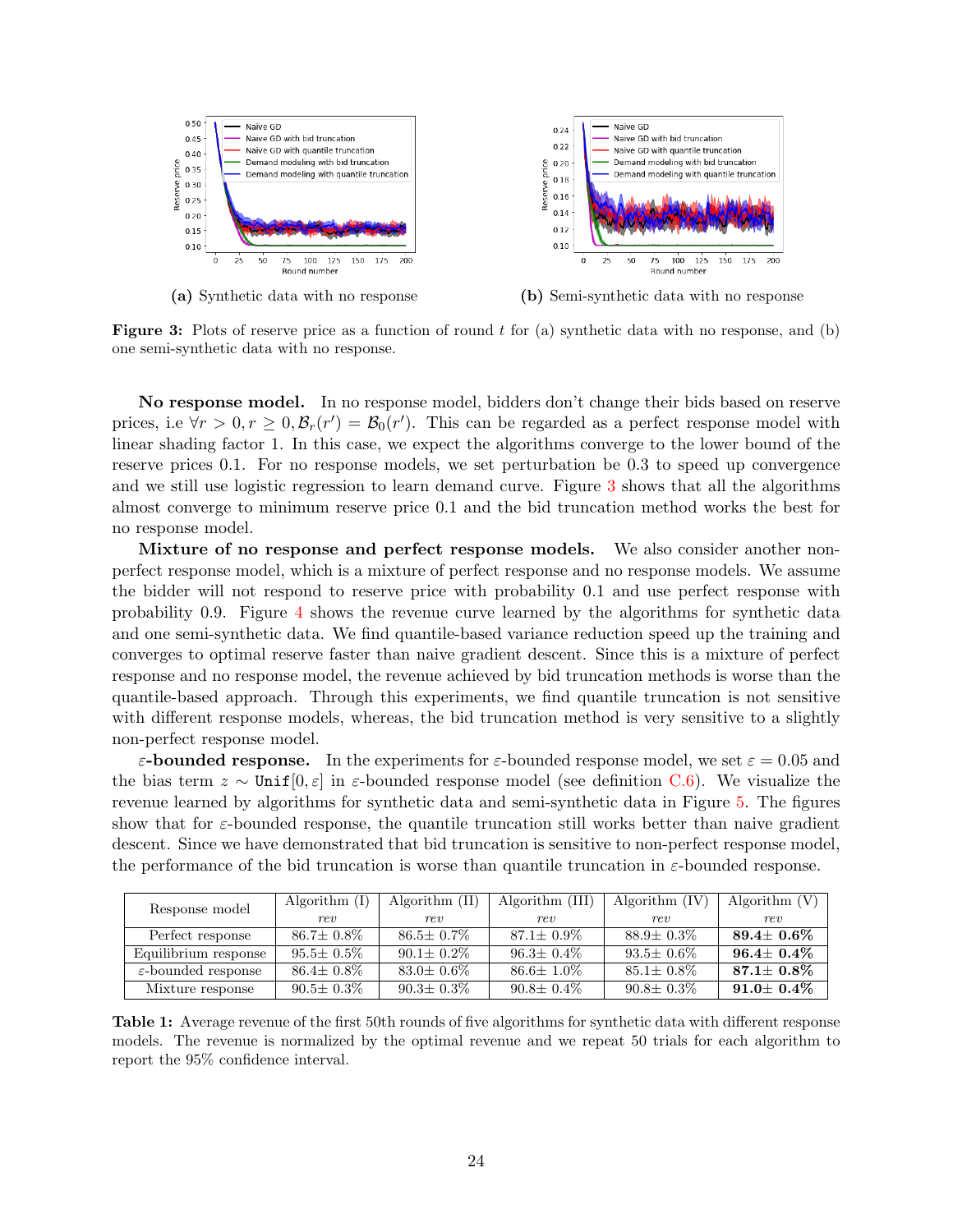Reserve price

0.50
0.45
0.40
0.35
0.30
0.25
0.20
0.15
0.10

Naive GD
Naive GD with bid truncation
Naive GD with quantile truncation
Demand modeling with bid truncation
Demand modeling with quantile truncation

0 25 50 75 100 125 150 175 200
Round number

**(a)** Synthetic data with no response

Reserve price

0.24
0.22
0.20
0.18
0.16
0.14
0.12
0.10

Naive GD
Naive GD with bid truncation
Naive GD with quantile truncation
Demand modeling with bid truncation
Demand modeling with quantile truncation

0 25 50 75 100 125 150 175 200
Round number

**(b)** Semi-synthetic data with no response

**Figure 3:** Plots of reserve price as a function of round $t$ for (a) synthetic data with no response, and (b) one semi-synthetic data with no response.

**No response model.** In no response model, bidders don't change their bids based on reserve prices, i.e $\forall r > 0, r \geq 0, \mathcal{B}_r(r') = \mathcal{B}_0(r')$. This can be regarded as a perfect response model with linear shading factor 1. In this case, we expect the algorithms converge to the lower bound of the reserve prices 0.1. For no response models, we set perturbation be 0.3 to speed up convergence and we still use logistic regression to learn demand curve. Figure 3 shows that all the algorithms almost converge to minimum reserve price 0.1 and the bid truncation method works the best for no response model.

**Mixture of no response and perfect response models.** We also consider another non-perfect response model, which is a mixture of perfect response and no response models. We assume the bidder will not respond to reserve price with probability 0.1 and use perfect response with probability 0.9. Figure 4 shows the revenue curve learned by the algorithms for synthetic data and one semi-synthetic data. We find quantile-based variance reduction speed up the training and converges to optimal reserve faster than naive gradient descent. Since this is a mixture of perfect response and no response model, the revenue achieved by bid truncation methods is worse than the quantile-based approach. Through this experiments, we find quantile truncation is not sensitive with different response models, whereas, the bid truncation method is very sensitive to a slightly non-perfect response model.

**$\varepsilon$-bounded response.** In the experiments for $\varepsilon$-bounded response model, we set $\varepsilon = 0.05$ and the bias term $z \sim \texttt{Unif}[0, \varepsilon]$ in $\varepsilon$-bounded response model (see definition C.6). We visualize the revenue learned by algorithms for synthetic data and semi-synthetic data in Figure 5. The figures show that for $\varepsilon$-bounded response, the quantile truncation still works better than naive gradient descent. Since we have demonstrated that bid truncation is sensitive to non-perfect response model, the performance of the bid truncation is worse than quantile truncation in $\varepsilon$-bounded response.

| Response model | Algorithm (I) | Algorithm (II) | Algorithm (III) | Algorithm (IV) | Algorithm (V) |
|---|---|---|---|---|---|
| | *rev* | *rev* | *rev* | *rev* | *rev* |
| Perfect response | 86.7± 0.8% | 86.5± 0.7% | 87.1± 0.9% | 88.9± 0.3% | **89.4± 0.6%** |
| Equilibrium response | 95.5± 0.5% | 90.1± 0.2% | 96.3± 0.4% | 93.5± 0.6% | **96.4± 0.4%** |
| $\varepsilon$-bounded response | 86.4± 0.8% | 83.0± 0.6% | 86.6± 1.0% | 85.1± 0.8% | **87.1± 0.8%** |
| Mixture response | 90.5± 0.3% | 90.3± 0.3% | 90.8± 0.4% | 90.8± 0.3% | **91.0± 0.4%** |

**Table 1:** Average revenue of the first 50th rounds of five algorithms for synthetic data with different response models. The revenue is normalized by the optimal revenue and we repeat 50 trials for each algorithm to report the 95% confidence interval.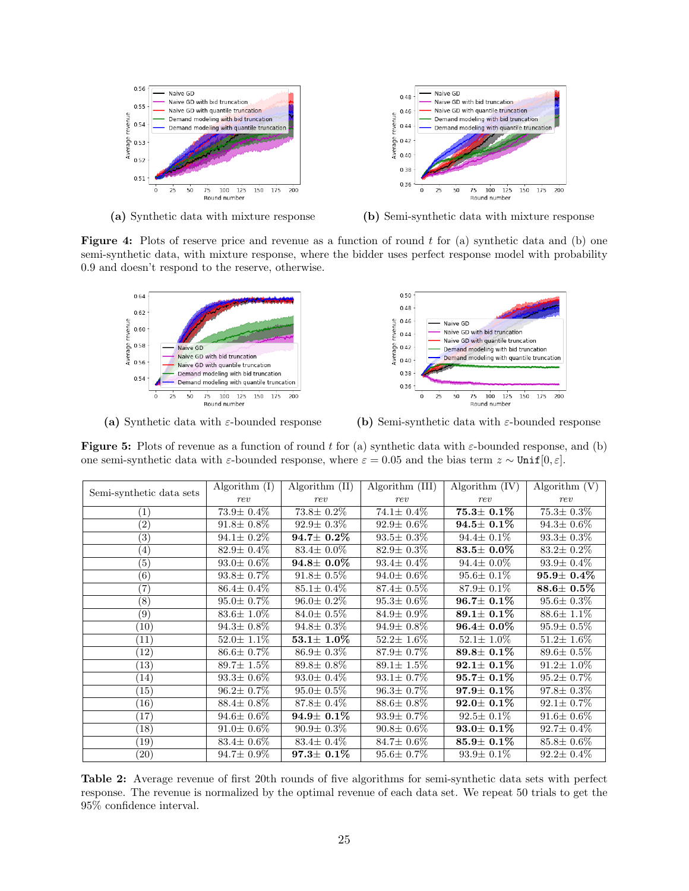Average revenue

0.56
0.55
0.54
0.53
0.52
0.51

0 25 50 75 100 125 150 175 200

Round number

Naive GD
Naive GD with bid truncation
Naive GD with quantile truncation
Demand modeling with bid truncation
Demand modeling with quantile truncation

**(a)** Synthetic data with mixture response

Average revenue

0.48
0.46
0.44
0.42
0.40
0.38
0.36

0 25 50 75 100 125 150 175 200

Round number

Naive GD
Naive GD with bid truncation
Naive GD with quantile truncation
Demand modeling with bid truncation
Demand modeling with quantile truncation

**(b)** Semi-synthetic data with mixture response

**Figure 4:** Plots of reserve price and revenue as a function of round $t$ for (a) synthetic data and (b) one semi-synthetic data, with mixture response, where the bidder uses perfect response model with probability 0.9 and doesn't respond to the reserve, otherwise.

Average revenue

0.64
0.62
0.60
0.58
0.56
0.54

0 25 50 75 100 125 150 175 200

Round number

Naive GD
Naive GD with bid truncation
Naive GD with quantile truncation
Demand modeling with bid truncation
Demand modeling with quantile truncation

**(a)** Synthetic data with $\varepsilon$-bounded response

Average revenue

0.50
0.48
0.46
0.44
0.42
0.40
0.38
0.36

0 25 50 75 100 125 150 175 200

Round number

Naive GD
Naive GD with bid truncation
Naive GD with quantile truncation
Demand modeling with bid truncation
Demand modeling with quantile truncation

**(b)** Semi-synthetic data with $\varepsilon$-bounded response

**Figure 5:** Plots of revenue as a function of round $t$ for (a) synthetic data with $\varepsilon$-bounded response, and (b) one semi-synthetic data with $\varepsilon$-bounded response, where $\varepsilon = 0.05$ and the bias term $z \sim \texttt{Unif}[0, \varepsilon]$.

| Semi-synthetic data sets | Algorithm (I) *rev* | Algorithm (II) *rev* | Algorithm (III) *rev* | Algorithm (IV) *rev* | Algorithm (V) *rev* |
|---|---|---|---|---|---|
| (1) | 73.9± 0.4% | 73.8± 0.2% | 74.1± 0.4% | **75.3± 0.1%** | 75.3± 0.3% |
| (2) | 91.8± 0.8% | 92.9± 0.3% | 92.9± 0.6% | **94.5± 0.1%** | 94.3± 0.6% |
| (3) | 94.1± 0.2% | **94.7± 0.2%** | 93.5± 0.3% | 94.4± 0.1% | 93.3± 0.3% |
| (4) | 82.9± 0.4% | 83.4± 0.0% | 82.9± 0.3% | **83.5± 0.0%** | 83.2± 0.2% |
| (5) | 93.0± 0.6% | **94.8± 0.0%** | 93.4± 0.4% | 94.4± 0.0% | 93.9± 0.4% |
| (6) | 93.8± 0.7% | 91.8± 0.5% | 94.0± 0.6% | 95.6± 0.1% | **95.9± 0.4%** |
| (7) | 86.4± 0.4% | 85.1± 0.4% | 87.4± 0.5% | 87.9± 0.1% | **88.6± 0.5%** |
| (8) | 95.0± 0.7% | 96.0± 0.2% | 95.3± 0.6% | **96.7± 0.1%** | 95.6± 0.3% |
| (9) | 83.6± 1.0% | 84.0± 0.5% | 84.9± 0.9% | **89.1± 0.1%** | 88.6± 1.1% |
| (10) | 94.3± 0.8% | 94.8± 0.3% | 94.9± 0.8% | **96.4± 0.0%** | 95.9± 0.5% |
| (11) | 52.0± 1.1% | **53.1± 1.0%** | 52.2± 1.6% | 52.1± 1.0% | 51.2± 1.6% |
| (12) | 86.6± 0.7% | 86.9± 0.3% | 87.9± 0.7% | **89.8± 0.1%** | 89.6± 0.5% |
| (13) | 89.7± 1.5% | 89.8± 0.8% | 89.1± 1.5% | **92.1± 0.1%** | 91.2± 1.0% |
| (14) | 93.3± 0.6% | 93.0± 0.4% | 93.1± 0.7% | **95.7± 0.1%** | 95.2± 0.7% |
| (15) | 96.2± 0.7% | 95.0± 0.5% | 96.3± 0.7% | **97.9± 0.1%** | 97.8± 0.3% |
| (16) | 88.4± 0.8% | 87.8± 0.4% | 88.6± 0.8% | **92.0± 0.1%** | 92.1± 0.7% |
| (17) | 94.6± 0.6% | **94.9± 0.1%** | 93.9± 0.7% | 92.5± 0.1% | 91.6± 0.6% |
| (18) | 91.0± 0.6% | 90.9± 0.3% | 90.8± 0.6% | **93.0± 0.1%** | 92.7± 0.4% |
| (19) | 83.4± 0.6% | 83.4± 0.4% | 84.7± 0.6% | **85.9± 0.1%** | 85.8± 0.6% |
| (20) | 94.7± 0.9% | **97.3± 0.1%** | 95.6± 0.7% | 93.9± 0.1% | 92.2± 0.4% |

**Table 2:** Average revenue of first 20th rounds of five algorithms for semi-synthetic data sets with perfect response. The revenue is normalized by the optimal revenue of each data set. We repeat 50 trials to get the 95% confidence interval.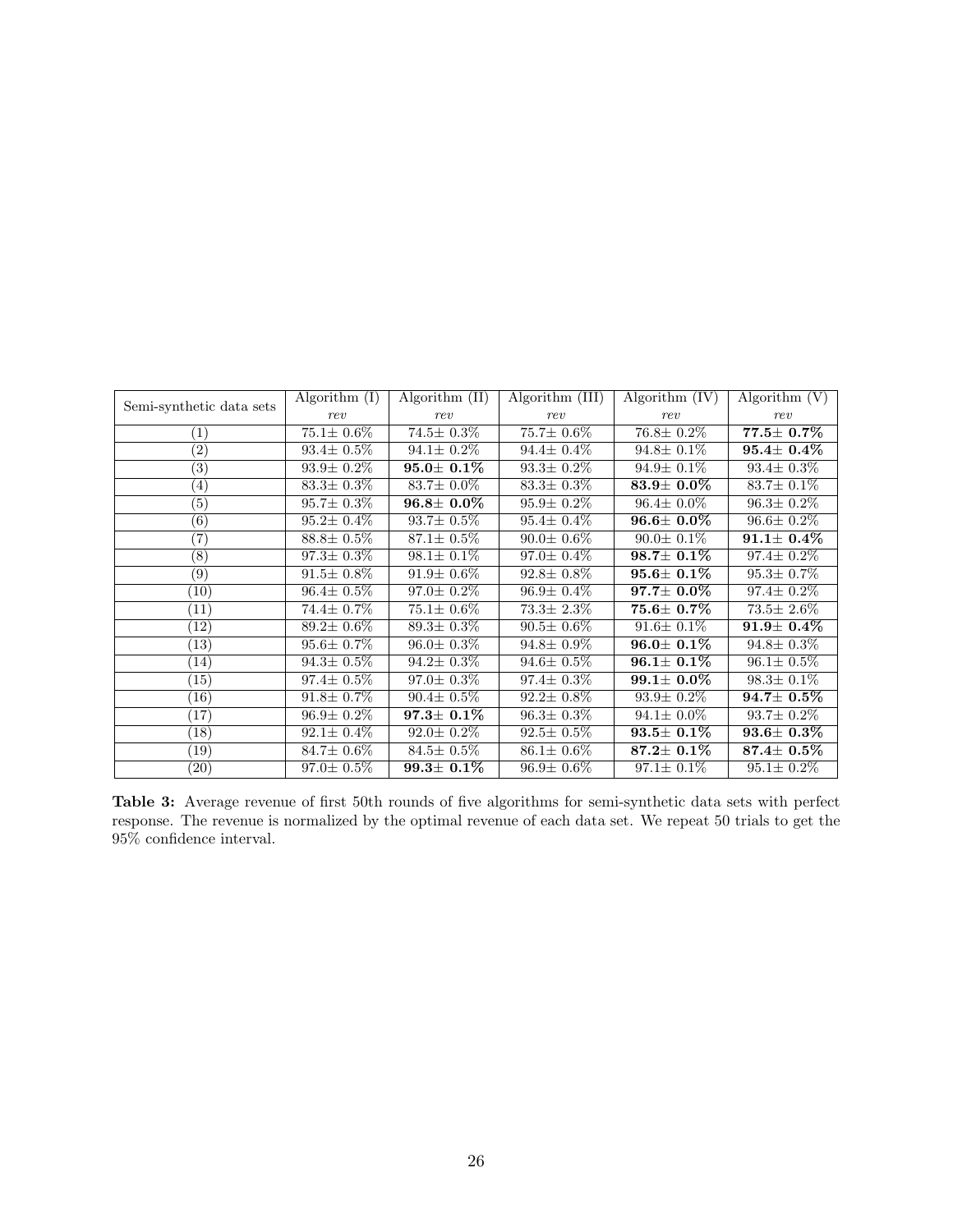| Semi-synthetic data sets | Algorithm (I) | Algorithm (II) | Algorithm (III) | Algorithm (IV) | Algorithm (V) |
|---|---|---|---|---|---|
| | *rev* | *rev* | *rev* | *rev* | *rev* |
| (1) | 75.1± 0.6% | 74.5± 0.3% | 75.7± 0.6% | 76.8± 0.2% | **77.5± 0.7%** |
| (2) | 93.4± 0.5% | 94.1± 0.2% | 94.4± 0.4% | 94.8± 0.1% | **95.4± 0.4%** |
| (3) | 93.9± 0.2% | **95.0± 0.1%** | 93.3± 0.2% | 94.9± 0.1% | 93.4± 0.3% |
| (4) | 83.3± 0.3% | 83.7± 0.0% | 83.3± 0.3% | **83.9± 0.0%** | 83.7± 0.1% |
| (5) | 95.7± 0.3% | **96.8± 0.0%** | 95.9± 0.2% | 96.4± 0.0% | 96.3± 0.2% |
| (6) | 95.2± 0.4% | 93.7± 0.5% | 95.4± 0.4% | **96.6± 0.0%** | 96.6± 0.2% |
| (7) | 88.8± 0.5% | 87.1± 0.5% | 90.0± 0.6% | 90.0± 0.1% | **91.1± 0.4%** |
| (8) | 97.3± 0.3% | 98.1± 0.1% | 97.0± 0.4% | **98.7± 0.1%** | 97.4± 0.2% |
| (9) | 91.5± 0.8% | 91.9± 0.6% | 92.8± 0.8% | **95.6± 0.1%** | 95.3± 0.7% |
| (10) | 96.4± 0.5% | 97.0± 0.2% | 96.9± 0.4% | **97.7± 0.0%** | 97.4± 0.2% |
| (11) | 74.4± 0.7% | 75.1± 0.6% | 73.3± 2.3% | **75.6± 0.7%** | 73.5± 2.6% |
| (12) | 89.2± 0.6% | 89.3± 0.3% | 90.5± 0.6% | 91.6± 0.1% | **91.9± 0.4%** |
| (13) | 95.6± 0.7% | 96.0± 0.3% | 94.8± 0.9% | **96.0± 0.1%** | 94.8± 0.3% |
| (14) | 94.3± 0.5% | 94.2± 0.3% | 94.6± 0.5% | **96.1± 0.1%** | 96.1± 0.5% |
| (15) | 97.4± 0.5% | 97.0± 0.3% | 97.4± 0.3% | **99.1± 0.0%** | 98.3± 0.1% |
| (16) | 91.8± 0.7% | 90.4± 0.5% | 92.2± 0.8% | 93.9± 0.2% | **94.7± 0.5%** |
| (17) | 96.9± 0.2% | **97.3± 0.1%** | 96.3± 0.3% | 94.1± 0.0% | 93.7± 0.2% |
| (18) | 92.1± 0.4% | 92.0± 0.2% | 92.5± 0.5% | **93.5± 0.1%** | **93.6± 0.3%** |
| (19) | 84.7± 0.6% | 84.5± 0.5% | 86.1± 0.6% | **87.2± 0.1%** | **87.4± 0.5%** |
| (20) | 97.0± 0.5% | **99.3± 0.1%** | 96.9± 0.6% | 97.1± 0.1% | 95.1± 0.2% |

**Table 3:** Average revenue of first 50th rounds of five algorithms for semi-synthetic data sets with perfect response. The revenue is normalized by the optimal revenue of each data set. We repeat 50 trials to get the 95% confidence interval.